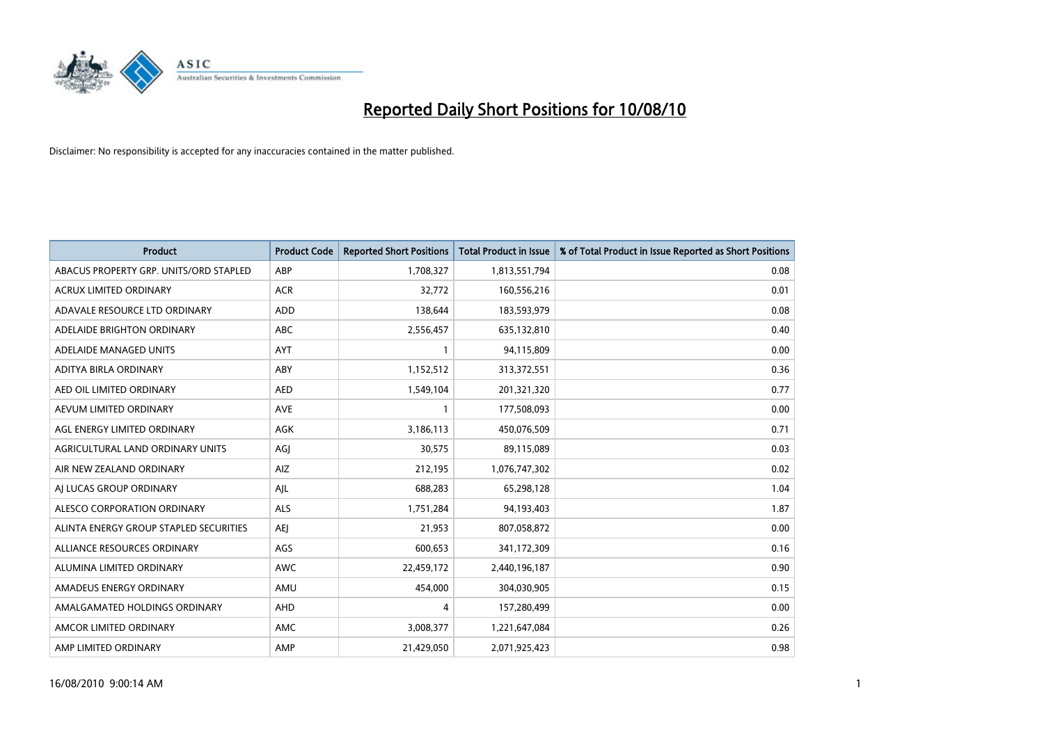# Reported Daily Short Positions for 10/08/10

Disclaimer: No responsibility is accepted for any inaccuracies contained in the matter published.

| Product | Product Code | Reported Short Positions | Total Product in Issue | % of Total Product in Issue Reported as Short Positions |
|---|---|---|---|---|
| ABACUS PROPERTY GRP. UNITS/ORD STAPLED | ABP | 1,708,327 | 1,813,551,794 | 0.08 |
| ACRUX LIMITED ORDINARY | ACR | 32,772 | 160,556,216 | 0.01 |
| ADAVALE RESOURCE LTD ORDINARY | ADD | 138,644 | 183,593,979 | 0.08 |
| ADELAIDE BRIGHTON ORDINARY | ABC | 2,556,457 | 635,132,810 | 0.40 |
| ADELAIDE MANAGED UNITS | AYT | 1 | 94,115,809 | 0.00 |
| ADITYA BIRLA ORDINARY | ABY | 1,152,512 | 313,372,551 | 0.36 |
| AED OIL LIMITED ORDINARY | AED | 1,549,104 | 201,321,320 | 0.77 |
| AEVUM LIMITED ORDINARY | AVE | 1 | 177,508,093 | 0.00 |
| AGL ENERGY LIMITED ORDINARY | AGK | 3,186,113 | 450,076,509 | 0.71 |
| AGRICULTURAL LAND ORDINARY UNITS | AGJ | 30,575 | 89,115,089 | 0.03 |
| AIR NEW ZEALAND ORDINARY | AIZ | 212,195 | 1,076,747,302 | 0.02 |
| AJ LUCAS GROUP ORDINARY | AJL | 688,283 | 65,298,128 | 1.04 |
| ALESCO CORPORATION ORDINARY | ALS | 1,751,284 | 94,193,403 | 1.87 |
| ALINTA ENERGY GROUP STAPLED SECURITIES | AEJ | 21,953 | 807,058,872 | 0.00 |
| ALLIANCE RESOURCES ORDINARY | AGS | 600,653 | 341,172,309 | 0.16 |
| ALUMINA LIMITED ORDINARY | AWC | 22,459,172 | 2,440,196,187 | 0.90 |
| AMADEUS ENERGY ORDINARY | AMU | 454,000 | 304,030,905 | 0.15 |
| AMALGAMATED HOLDINGS ORDINARY | AHD | 4 | 157,280,499 | 0.00 |
| AMCOR LIMITED ORDINARY | AMC | 3,008,377 | 1,221,647,084 | 0.26 |
| AMP LIMITED ORDINARY | AMP | 21,429,050 | 2,071,925,423 | 0.98 |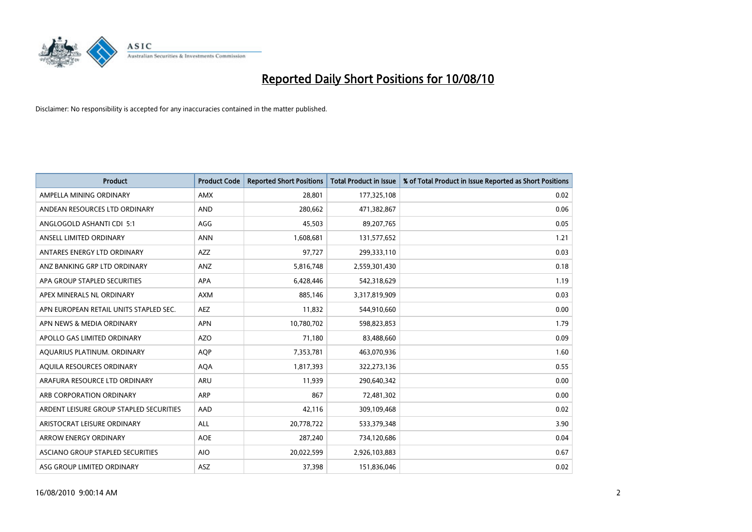# Reported Daily Short Positions for 10/08/10

Disclaimer: No responsibility is accepted for any inaccuracies contained in the matter published.

| Product | Product Code | Reported Short Positions | Total Product in Issue | % of Total Product in Issue Reported as Short Positions |
|---|---|---|---|---|
| AMPELLA MINING ORDINARY | AMX | 28,801 | 177,325,108 | 0.02 |
| ANDEAN RESOURCES LTD ORDINARY | AND | 280,662 | 471,382,867 | 0.06 |
| ANGLOGOLD ASHANTI CDI 5:1 | AGG | 45,503 | 89,207,765 | 0.05 |
| ANSELL LIMITED ORDINARY | ANN | 1,608,681 | 131,577,652 | 1.21 |
| ANTARES ENERGY LTD ORDINARY | AZZ | 97,727 | 299,333,110 | 0.03 |
| ANZ BANKING GRP LTD ORDINARY | ANZ | 5,816,748 | 2,559,301,430 | 0.18 |
| APA GROUP STAPLED SECURITIES | APA | 6,428,446 | 542,318,629 | 1.19 |
| APEX MINERALS NL ORDINARY | AXM | 885,146 | 3,317,819,909 | 0.03 |
| APN EUROPEAN RETAIL UNITS STAPLED SEC. | AEZ | 11,832 | 544,910,660 | 0.00 |
| APN NEWS & MEDIA ORDINARY | APN | 10,780,702 | 598,823,853 | 1.79 |
| APOLLO GAS LIMITED ORDINARY | AZO | 71,180 | 83,488,660 | 0.09 |
| AQUARIUS PLATINUM. ORDINARY | AQP | 7,353,781 | 463,070,936 | 1.60 |
| AQUILA RESOURCES ORDINARY | AQA | 1,817,393 | 322,273,136 | 0.55 |
| ARAFURA RESOURCE LTD ORDINARY | ARU | 11,939 | 290,640,342 | 0.00 |
| ARB CORPORATION ORDINARY | ARP | 867 | 72,481,302 | 0.00 |
| ARDENT LEISURE GROUP STAPLED SECURITIES | AAD | 42,116 | 309,109,468 | 0.02 |
| ARISTOCRAT LEISURE ORDINARY | ALL | 20,778,722 | 533,379,348 | 3.90 |
| ARROW ENERGY ORDINARY | AOE | 287,240 | 734,120,686 | 0.04 |
| ASCIANO GROUP STAPLED SECURITIES | AIO | 20,022,599 | 2,926,103,883 | 0.67 |
| ASG GROUP LIMITED ORDINARY | ASZ | 37,398 | 151,836,046 | 0.02 |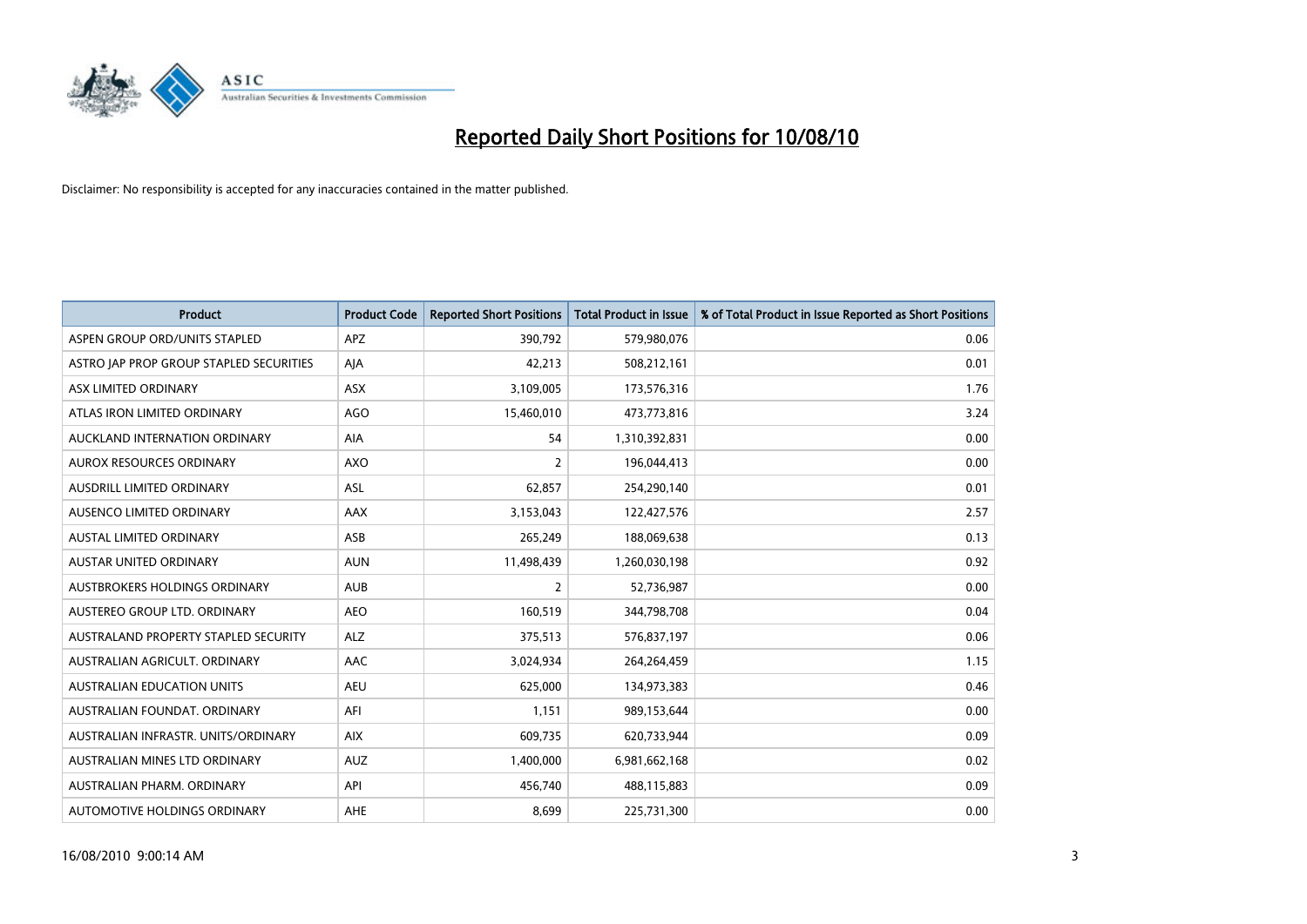# Reported Daily Short Positions for 10/08/10

Disclaimer: No responsibility is accepted for any inaccuracies contained in the matter published.

| Product | Product Code | Reported Short Positions | Total Product in Issue | % of Total Product in Issue Reported as Short Positions |
|---|---|---|---|---|
| ASPEN GROUP ORD/UNITS STAPLED | APZ | 390,792 | 579,980,076 | 0.06 |
| ASTRO JAP PROP GROUP STAPLED SECURITIES | AJA | 42,213 | 508,212,161 | 0.01 |
| ASX LIMITED ORDINARY | ASX | 3,109,005 | 173,576,316 | 1.76 |
| ATLAS IRON LIMITED ORDINARY | AGO | 15,460,010 | 473,773,816 | 3.24 |
| AUCKLAND INTERNATION ORDINARY | AIA | 54 | 1,310,392,831 | 0.00 |
| AUROX RESOURCES ORDINARY | AXO | 2 | 196,044,413 | 0.00 |
| AUSDRILL LIMITED ORDINARY | ASL | 62,857 | 254,290,140 | 0.01 |
| AUSENCO LIMITED ORDINARY | AAX | 3,153,043 | 122,427,576 | 2.57 |
| AUSTAL LIMITED ORDINARY | ASB | 265,249 | 188,069,638 | 0.13 |
| AUSTAR UNITED ORDINARY | AUN | 11,498,439 | 1,260,030,198 | 0.92 |
| AUSTBROKERS HOLDINGS ORDINARY | AUB | 2 | 52,736,987 | 0.00 |
| AUSTEREO GROUP LTD. ORDINARY | AEO | 160,519 | 344,798,708 | 0.04 |
| AUSTRALAND PROPERTY STAPLED SECURITY | ALZ | 375,513 | 576,837,197 | 0.06 |
| AUSTRALIAN AGRICULT. ORDINARY | AAC | 3,024,934 | 264,264,459 | 1.15 |
| AUSTRALIAN EDUCATION UNITS | AEU | 625,000 | 134,973,383 | 0.46 |
| AUSTRALIAN FOUNDAT. ORDINARY | AFI | 1,151 | 989,153,644 | 0.00 |
| AUSTRALIAN INFRASTR. UNITS/ORDINARY | AIX | 609,735 | 620,733,944 | 0.09 |
| AUSTRALIAN MINES LTD ORDINARY | AUZ | 1,400,000 | 6,981,662,168 | 0.02 |
| AUSTRALIAN PHARM. ORDINARY | API | 456,740 | 488,115,883 | 0.09 |
| AUTOMOTIVE HOLDINGS ORDINARY | AHE | 8,699 | 225,731,300 | 0.00 |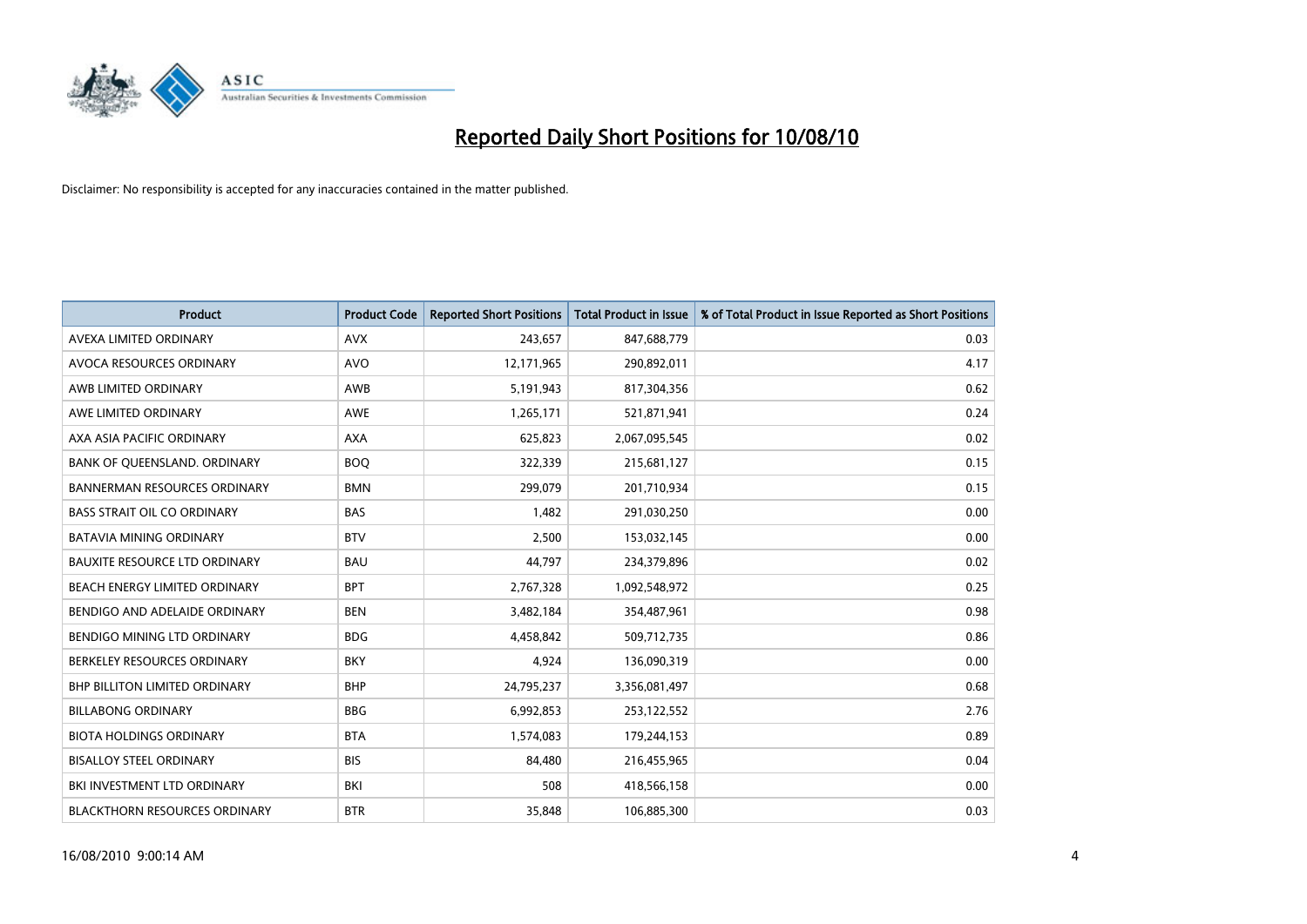# Reported Daily Short Positions for 10/08/10

Disclaimer: No responsibility is accepted for any inaccuracies contained in the matter published.

| Product | Product Code | Reported Short Positions | Total Product in Issue | % of Total Product in Issue Reported as Short Positions |
|---|---|---|---|---|
| AVEXA LIMITED ORDINARY | AVX | 243,657 | 847,688,779 | 0.03 |
| AVOCA RESOURCES ORDINARY | AVO | 12,171,965 | 290,892,011 | 4.17 |
| AWB LIMITED ORDINARY | AWB | 5,191,943 | 817,304,356 | 0.62 |
| AWE LIMITED ORDINARY | AWE | 1,265,171 | 521,871,941 | 0.24 |
| AXA ASIA PACIFIC ORDINARY | AXA | 625,823 | 2,067,095,545 | 0.02 |
| BANK OF QUEENSLAND. ORDINARY | BOQ | 322,339 | 215,681,127 | 0.15 |
| BANNERMAN RESOURCES ORDINARY | BMN | 299,079 | 201,710,934 | 0.15 |
| BASS STRAIT OIL CO ORDINARY | BAS | 1,482 | 291,030,250 | 0.00 |
| BATAVIA MINING ORDINARY | BTV | 2,500 | 153,032,145 | 0.00 |
| BAUXITE RESOURCE LTD ORDINARY | BAU | 44,797 | 234,379,896 | 0.02 |
| BEACH ENERGY LIMITED ORDINARY | BPT | 2,767,328 | 1,092,548,972 | 0.25 |
| BENDIGO AND ADELAIDE ORDINARY | BEN | 3,482,184 | 354,487,961 | 0.98 |
| BENDIGO MINING LTD ORDINARY | BDG | 4,458,842 | 509,712,735 | 0.86 |
| BERKELEY RESOURCES ORDINARY | BKY | 4,924 | 136,090,319 | 0.00 |
| BHP BILLITON LIMITED ORDINARY | BHP | 24,795,237 | 3,356,081,497 | 0.68 |
| BILLABONG ORDINARY | BBG | 6,992,853 | 253,122,552 | 2.76 |
| BIOTA HOLDINGS ORDINARY | BTA | 1,574,083 | 179,244,153 | 0.89 |
| BISALLOY STEEL ORDINARY | BIS | 84,480 | 216,455,965 | 0.04 |
| BKI INVESTMENT LTD ORDINARY | BKI | 508 | 418,566,158 | 0.00 |
| BLACKTHORN RESOURCES ORDINARY | BTR | 35,848 | 106,885,300 | 0.03 |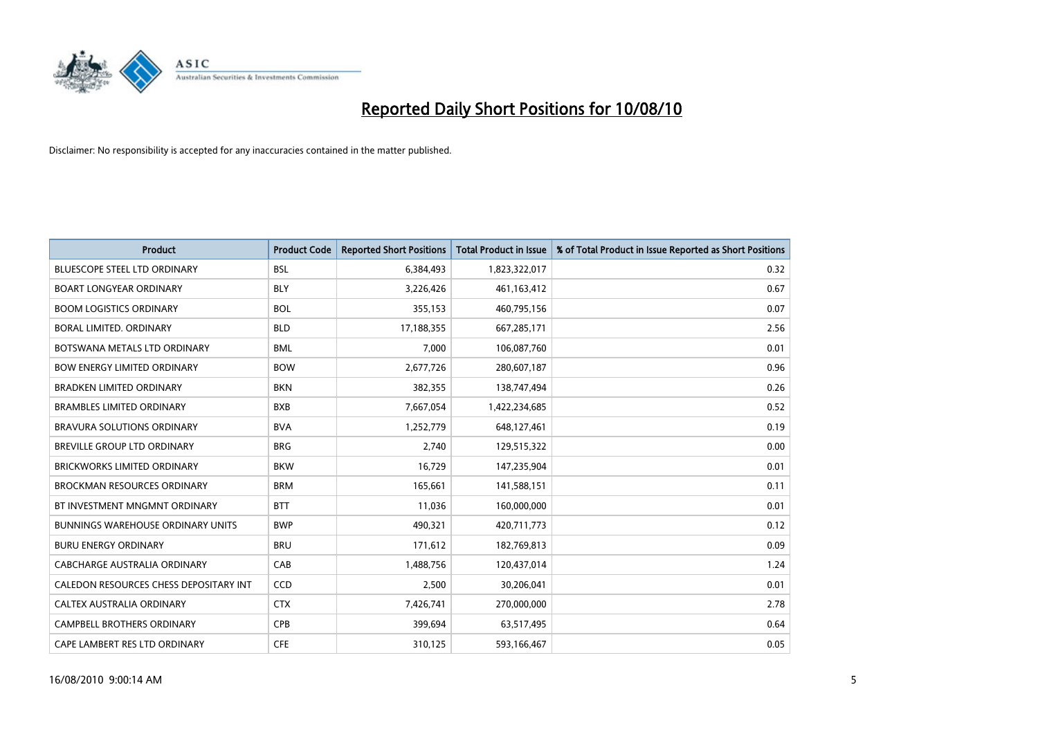# Reported Daily Short Positions for 10/08/10

Disclaimer: No responsibility is accepted for any inaccuracies contained in the matter published.

| Product | Product Code | Reported Short Positions | Total Product in Issue | % of Total Product in Issue Reported as Short Positions |
|---|---|---|---|---|
| BLUESCOPE STEEL LTD ORDINARY | BSL | 6,384,493 | 1,823,322,017 | 0.32 |
| BOART LONGYEAR ORDINARY | BLY | 3,226,426 | 461,163,412 | 0.67 |
| BOOM LOGISTICS ORDINARY | BOL | 355,153 | 460,795,156 | 0.07 |
| BORAL LIMITED. ORDINARY | BLD | 17,188,355 | 667,285,171 | 2.56 |
| BOTSWANA METALS LTD ORDINARY | BML | 7,000 | 106,087,760 | 0.01 |
| BOW ENERGY LIMITED ORDINARY | BOW | 2,677,726 | 280,607,187 | 0.96 |
| BRADKEN LIMITED ORDINARY | BKN | 382,355 | 138,747,494 | 0.26 |
| BRAMBLES LIMITED ORDINARY | BXB | 7,667,054 | 1,422,234,685 | 0.52 |
| BRAVURA SOLUTIONS ORDINARY | BVA | 1,252,779 | 648,127,461 | 0.19 |
| BREVILLE GROUP LTD ORDINARY | BRG | 2,740 | 129,515,322 | 0.00 |
| BRICKWORKS LIMITED ORDINARY | BKW | 16,729 | 147,235,904 | 0.01 |
| BROCKMAN RESOURCES ORDINARY | BRM | 165,661 | 141,588,151 | 0.11 |
| BT INVESTMENT MNGMNT ORDINARY | BTT | 11,036 | 160,000,000 | 0.01 |
| BUNNINGS WAREHOUSE ORDINARY UNITS | BWP | 490,321 | 420,711,773 | 0.12 |
| BURU ENERGY ORDINARY | BRU | 171,612 | 182,769,813 | 0.09 |
| CABCHARGE AUSTRALIA ORDINARY | CAB | 1,488,756 | 120,437,014 | 1.24 |
| CALEDON RESOURCES CHESS DEPOSITARY INT | CCD | 2,500 | 30,206,041 | 0.01 |
| CALTEX AUSTRALIA ORDINARY | CTX | 7,426,741 | 270,000,000 | 2.78 |
| CAMPBELL BROTHERS ORDINARY | CPB | 399,694 | 63,517,495 | 0.64 |
| CAPE LAMBERT RES LTD ORDINARY | CFE | 310,125 | 593,166,467 | 0.05 |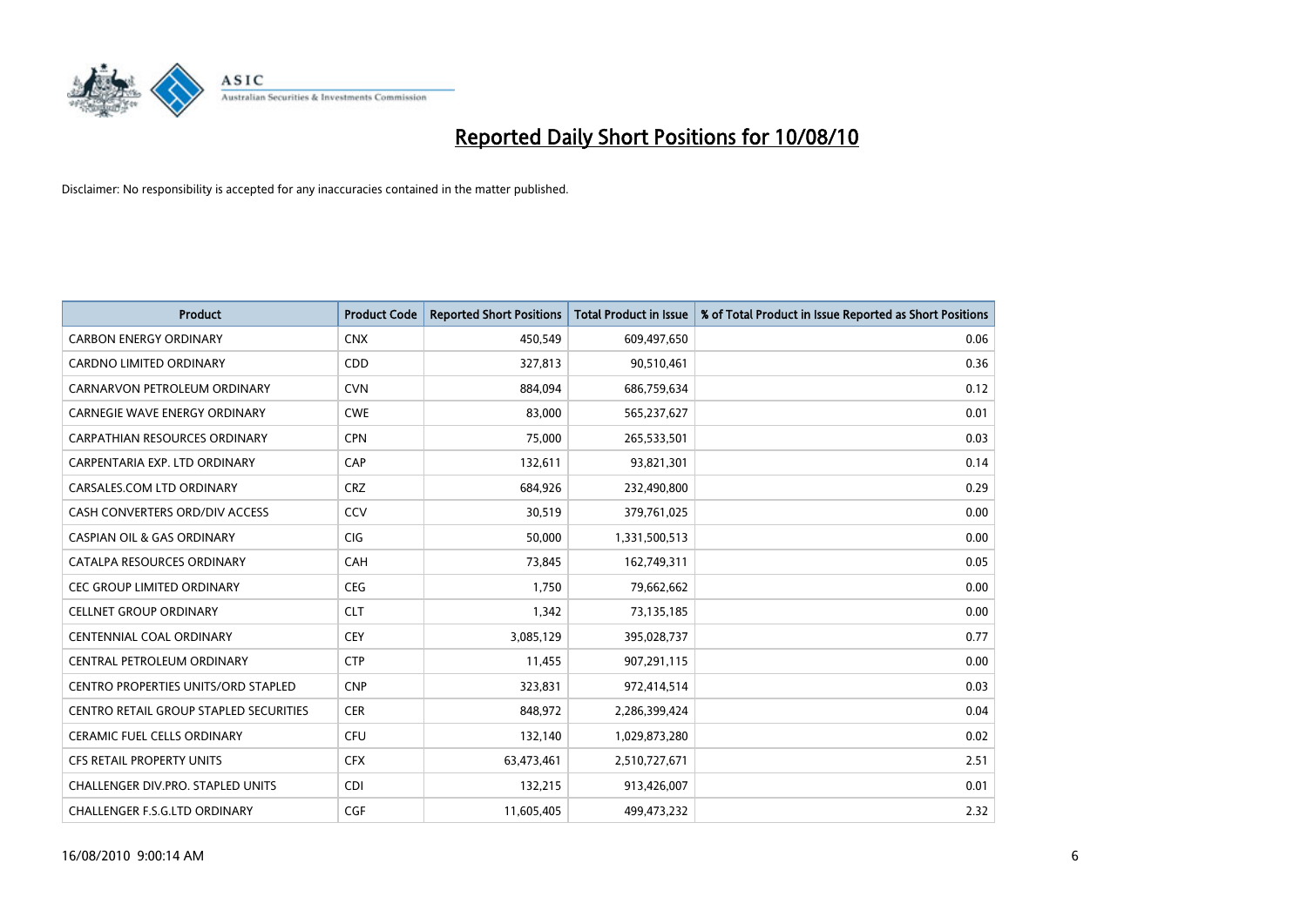# Reported Daily Short Positions for 10/08/10

Disclaimer: No responsibility is accepted for any inaccuracies contained in the matter published.

| Product | Product Code | Reported Short Positions | Total Product in Issue | % of Total Product in Issue Reported as Short Positions |
|---|---|---|---|---|
| CARBON ENERGY ORDINARY | CNX | 450,549 | 609,497,650 | 0.06 |
| CARDNO LIMITED ORDINARY | CDD | 327,813 | 90,510,461 | 0.36 |
| CARNARVON PETROLEUM ORDINARY | CVN | 884,094 | 686,759,634 | 0.12 |
| CARNEGIE WAVE ENERGY ORDINARY | CWE | 83,000 | 565,237,627 | 0.01 |
| CARPATHIAN RESOURCES ORDINARY | CPN | 75,000 | 265,533,501 | 0.03 |
| CARPENTARIA EXP. LTD ORDINARY | CAP | 132,611 | 93,821,301 | 0.14 |
| CARSALES.COM LTD ORDINARY | CRZ | 684,926 | 232,490,800 | 0.29 |
| CASH CONVERTERS ORD/DIV ACCESS | CCV | 30,519 | 379,761,025 | 0.00 |
| CASPIAN OIL & GAS ORDINARY | CIG | 50,000 | 1,331,500,513 | 0.00 |
| CATALPA RESOURCES ORDINARY | CAH | 73,845 | 162,749,311 | 0.05 |
| CEC GROUP LIMITED ORDINARY | CEG | 1,750 | 79,662,662 | 0.00 |
| CELLNET GROUP ORDINARY | CLT | 1,342 | 73,135,185 | 0.00 |
| CENTENNIAL COAL ORDINARY | CEY | 3,085,129 | 395,028,737 | 0.77 |
| CENTRAL PETROLEUM ORDINARY | CTP | 11,455 | 907,291,115 | 0.00 |
| CENTRO PROPERTIES UNITS/ORD STAPLED | CNP | 323,831 | 972,414,514 | 0.03 |
| CENTRO RETAIL GROUP STAPLED SECURITIES | CER | 848,972 | 2,286,399,424 | 0.04 |
| CERAMIC FUEL CELLS ORDINARY | CFU | 132,140 | 1,029,873,280 | 0.02 |
| CFS RETAIL PROPERTY UNITS | CFX | 63,473,461 | 2,510,727,671 | 2.51 |
| CHALLENGER DIV.PRO. STAPLED UNITS | CDI | 132,215 | 913,426,007 | 0.01 |
| CHALLENGER F.S.G.LTD ORDINARY | CGF | 11,605,405 | 499,473,232 | 2.32 |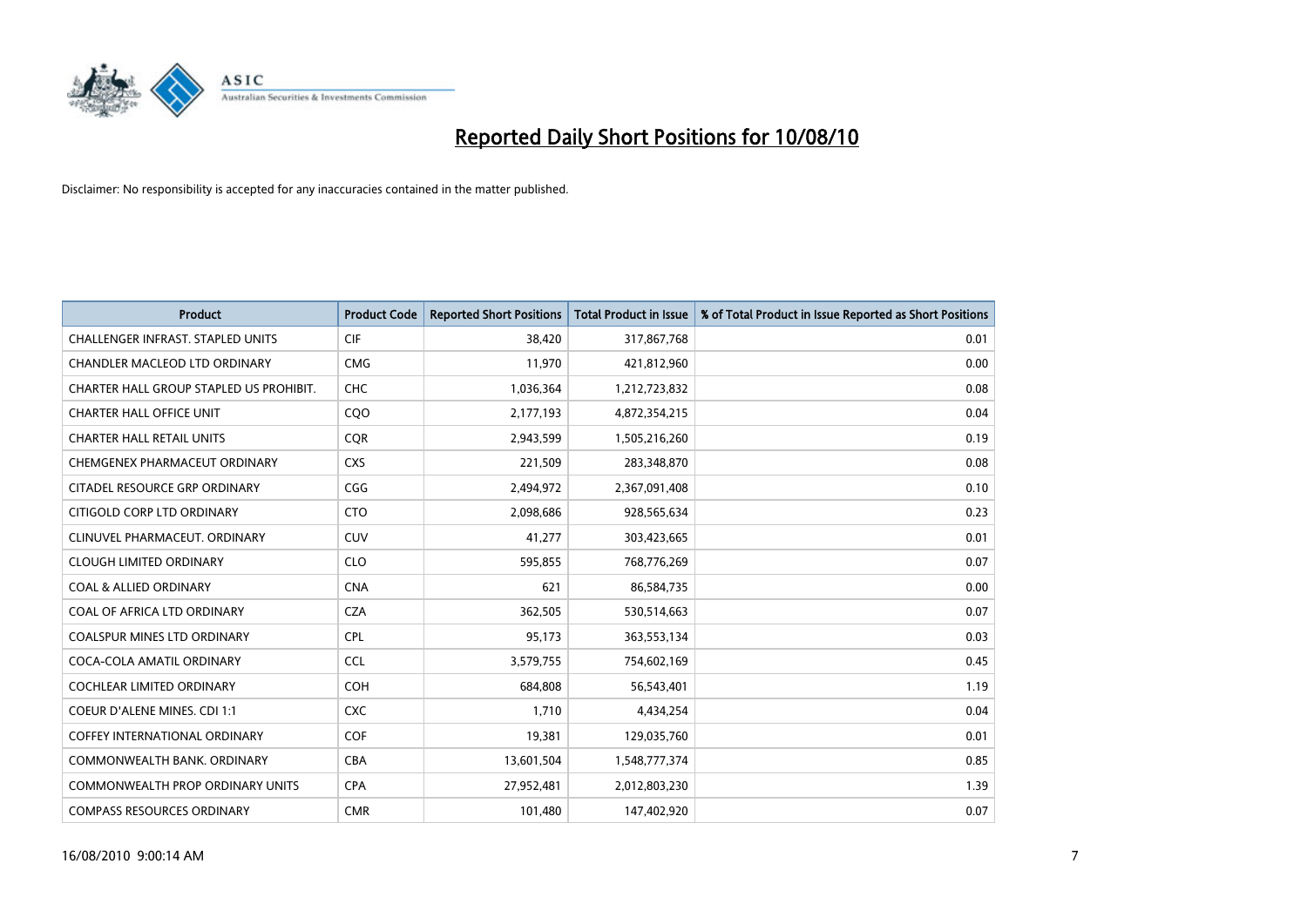# Reported Daily Short Positions for 10/08/10

Disclaimer: No responsibility is accepted for any inaccuracies contained in the matter published.

| Product | Product Code | Reported Short Positions | Total Product in Issue | % of Total Product in Issue Reported as Short Positions |
|---|---|---|---|---|
| CHALLENGER INFRAST. STAPLED UNITS | CIF | 38,420 | 317,867,768 | 0.01 |
| CHANDLER MACLEOD LTD ORDINARY | CMG | 11,970 | 421,812,960 | 0.00 |
| CHARTER HALL GROUP STAPLED US PROHIBIT. | CHC | 1,036,364 | 1,212,723,832 | 0.08 |
| CHARTER HALL OFFICE UNIT | CQO | 2,177,193 | 4,872,354,215 | 0.04 |
| CHARTER HALL RETAIL UNITS | CQR | 2,943,599 | 1,505,216,260 | 0.19 |
| CHEMGENEX PHARMACEUT ORDINARY | CXS | 221,509 | 283,348,870 | 0.08 |
| CITADEL RESOURCE GRP ORDINARY | CGG | 2,494,972 | 2,367,091,408 | 0.10 |
| CITIGOLD CORP LTD ORDINARY | CTO | 2,098,686 | 928,565,634 | 0.23 |
| CLINUVEL PHARMACEUT. ORDINARY | CUV | 41,277 | 303,423,665 | 0.01 |
| CLOUGH LIMITED ORDINARY | CLO | 595,855 | 768,776,269 | 0.07 |
| COAL & ALLIED ORDINARY | CNA | 621 | 86,584,735 | 0.00 |
| COAL OF AFRICA LTD ORDINARY | CZA | 362,505 | 530,514,663 | 0.07 |
| COALSPUR MINES LTD ORDINARY | CPL | 95,173 | 363,553,134 | 0.03 |
| COCA-COLA AMATIL ORDINARY | CCL | 3,579,755 | 754,602,169 | 0.45 |
| COCHLEAR LIMITED ORDINARY | COH | 684,808 | 56,543,401 | 1.19 |
| COEUR D'ALENE MINES. CDI 1:1 | CXC | 1,710 | 4,434,254 | 0.04 |
| COFFEY INTERNATIONAL ORDINARY | COF | 19,381 | 129,035,760 | 0.01 |
| COMMONWEALTH BANK. ORDINARY | CBA | 13,601,504 | 1,548,777,374 | 0.85 |
| COMMONWEALTH PROP ORDINARY UNITS | CPA | 27,952,481 | 2,012,803,230 | 1.39 |
| COMPASS RESOURCES ORDINARY | CMR | 101,480 | 147,402,920 | 0.07 |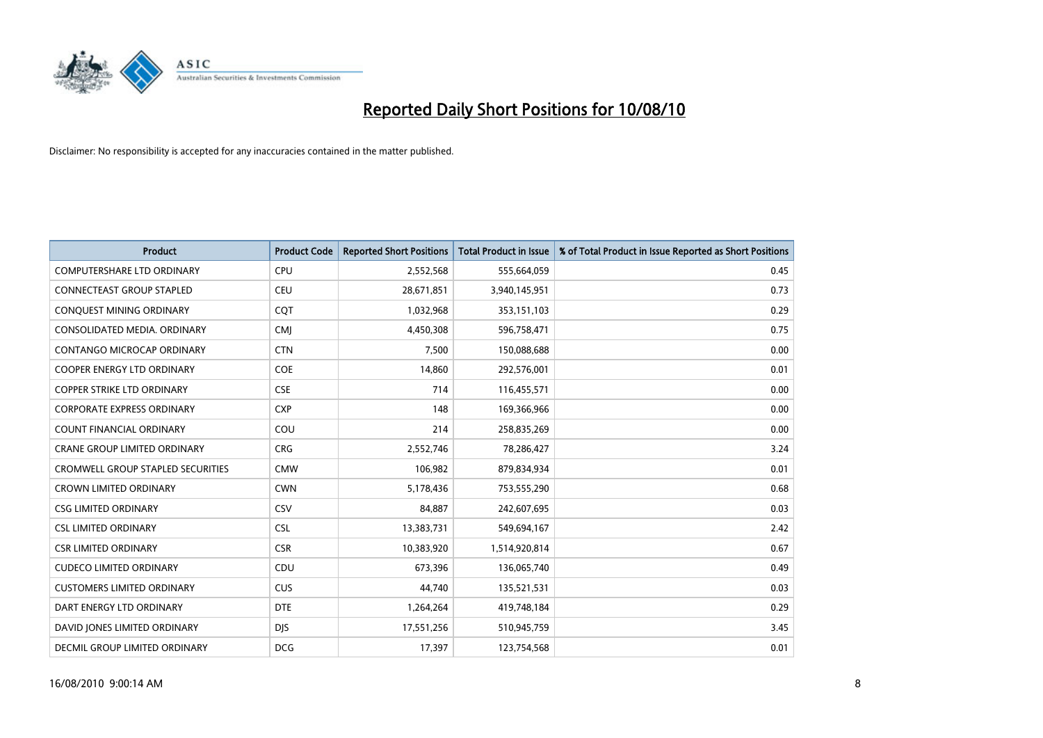# Reported Daily Short Positions for 10/08/10

Disclaimer: No responsibility is accepted for any inaccuracies contained in the matter published.

| Product | Product Code | Reported Short Positions | Total Product in Issue | % of Total Product in Issue Reported as Short Positions |
|---|---|---|---|---|
| COMPUTERSHARE LTD ORDINARY | CPU | 2,552,568 | 555,664,059 | 0.45 |
| CONNECTEAST GROUP STAPLED | CEU | 28,671,851 | 3,940,145,951 | 0.73 |
| CONQUEST MINING ORDINARY | CQT | 1,032,968 | 353,151,103 | 0.29 |
| CONSOLIDATED MEDIA. ORDINARY | CMJ | 4,450,308 | 596,758,471 | 0.75 |
| CONTANGO MICROCAP ORDINARY | CTN | 7,500 | 150,088,688 | 0.00 |
| COOPER ENERGY LTD ORDINARY | COE | 14,860 | 292,576,001 | 0.01 |
| COPPER STRIKE LTD ORDINARY | CSE | 714 | 116,455,571 | 0.00 |
| CORPORATE EXPRESS ORDINARY | CXP | 148 | 169,366,966 | 0.00 |
| COUNT FINANCIAL ORDINARY | COU | 214 | 258,835,269 | 0.00 |
| CRANE GROUP LIMITED ORDINARY | CRG | 2,552,746 | 78,286,427 | 3.24 |
| CROMWELL GROUP STAPLED SECURITIES | CMW | 106,982 | 879,834,934 | 0.01 |
| CROWN LIMITED ORDINARY | CWN | 5,178,436 | 753,555,290 | 0.68 |
| CSG LIMITED ORDINARY | CSV | 84,887 | 242,607,695 | 0.03 |
| CSL LIMITED ORDINARY | CSL | 13,383,731 | 549,694,167 | 2.42 |
| CSR LIMITED ORDINARY | CSR | 10,383,920 | 1,514,920,814 | 0.67 |
| CUDECO LIMITED ORDINARY | CDU | 673,396 | 136,065,740 | 0.49 |
| CUSTOMERS LIMITED ORDINARY | CUS | 44,740 | 135,521,531 | 0.03 |
| DART ENERGY LTD ORDINARY | DTE | 1,264,264 | 419,748,184 | 0.29 |
| DAVID JONES LIMITED ORDINARY | DJS | 17,551,256 | 510,945,759 | 3.45 |
| DECMIL GROUP LIMITED ORDINARY | DCG | 17,397 | 123,754,568 | 0.01 |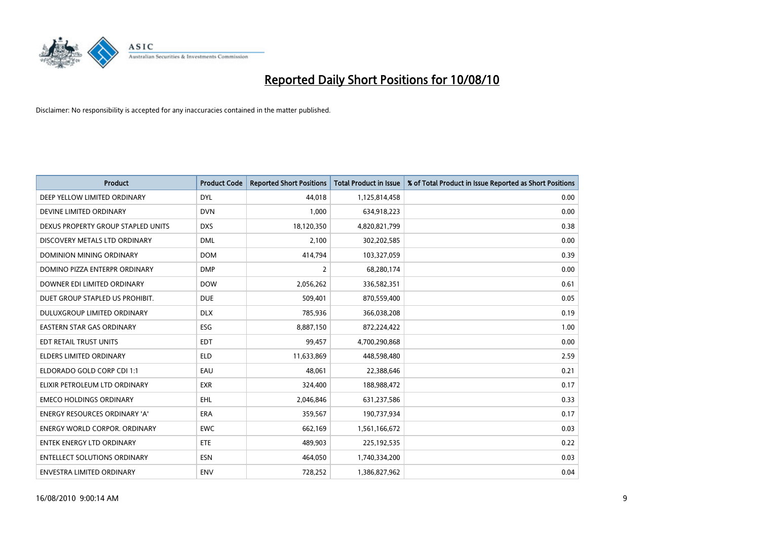# Reported Daily Short Positions for 10/08/10

Disclaimer: No responsibility is accepted for any inaccuracies contained in the matter published.

| Product | Product Code | Reported Short Positions | Total Product in Issue | % of Total Product in Issue Reported as Short Positions |
|---|---|---|---|---|
| DEEP YELLOW LIMITED ORDINARY | DYL | 44,018 | 1,125,814,458 | 0.00 |
| DEVINE LIMITED ORDINARY | DVN | 1,000 | 634,918,223 | 0.00 |
| DEXUS PROPERTY GROUP STAPLED UNITS | DXS | 18,120,350 | 4,820,821,799 | 0.38 |
| DISCOVERY METALS LTD ORDINARY | DML | 2,100 | 302,202,585 | 0.00 |
| DOMINION MINING ORDINARY | DOM | 414,794 | 103,327,059 | 0.39 |
| DOMINO PIZZA ENTERPR ORDINARY | DMP | 2 | 68,280,174 | 0.00 |
| DOWNER EDI LIMITED ORDINARY | DOW | 2,056,262 | 336,582,351 | 0.61 |
| DUET GROUP STAPLED US PROHIBIT. | DUE | 509,401 | 870,559,400 | 0.05 |
| DULUXGROUP LIMITED ORDINARY | DLX | 785,936 | 366,038,208 | 0.19 |
| EASTERN STAR GAS ORDINARY | ESG | 8,887,150 | 872,224,422 | 1.00 |
| EDT RETAIL TRUST UNITS | EDT | 99,457 | 4,700,290,868 | 0.00 |
| ELDERS LIMITED ORDINARY | ELD | 11,633,869 | 448,598,480 | 2.59 |
| ELDORADO GOLD CORP CDI 1:1 | EAU | 48,061 | 22,388,646 | 0.21 |
| ELIXIR PETROLEUM LTD ORDINARY | EXR | 324,400 | 188,988,472 | 0.17 |
| EMECO HOLDINGS ORDINARY | EHL | 2,046,846 | 631,237,586 | 0.33 |
| ENERGY RESOURCES ORDINARY 'A' | ERA | 359,567 | 190,737,934 | 0.17 |
| ENERGY WORLD CORPOR. ORDINARY | EWC | 662,169 | 1,561,166,672 | 0.03 |
| ENTEK ENERGY LTD ORDINARY | ETE | 489,903 | 225,192,535 | 0.22 |
| ENTELLECT SOLUTIONS ORDINARY | ESN | 464,050 | 1,740,334,200 | 0.03 |
| ENVESTRA LIMITED ORDINARY | ENV | 728,252 | 1,386,827,962 | 0.04 |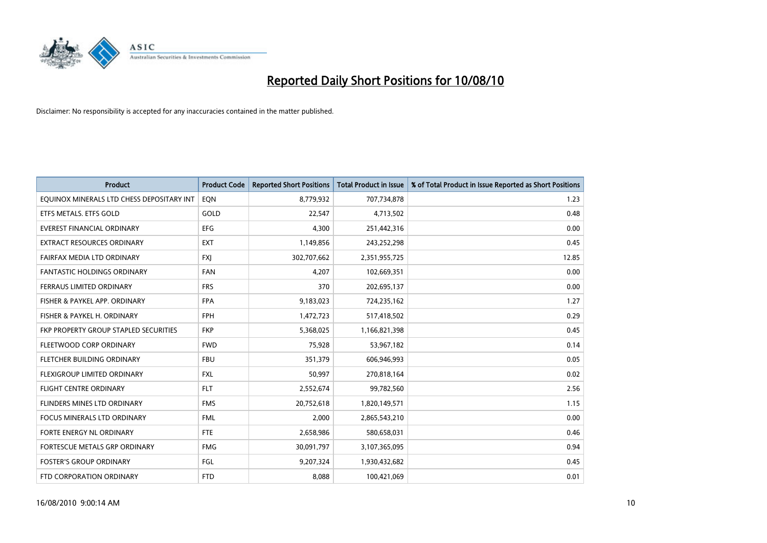# Reported Daily Short Positions for 10/08/10

Disclaimer: No responsibility is accepted for any inaccuracies contained in the matter published.

| Product | Product Code | Reported Short Positions | Total Product in Issue | % of Total Product in Issue Reported as Short Positions |
|---|---|---|---|---|
| EQUINOX MINERALS LTD CHESS DEPOSITARY INT | EQN | 8,779,932 | 707,734,878 | 1.23 |
| ETFS METALS. ETFS GOLD | GOLD | 22,547 | 4,713,502 | 0.48 |
| EVEREST FINANCIAL ORDINARY | EFG | 4,300 | 251,442,316 | 0.00 |
| EXTRACT RESOURCES ORDINARY | EXT | 1,149,856 | 243,252,298 | 0.45 |
| FAIRFAX MEDIA LTD ORDINARY | FXJ | 302,707,662 | 2,351,955,725 | 12.85 |
| FANTASTIC HOLDINGS ORDINARY | FAN | 4,207 | 102,669,351 | 0.00 |
| FERRAUS LIMITED ORDINARY | FRS | 370 | 202,695,137 | 0.00 |
| FISHER & PAYKEL APP. ORDINARY | FPA | 9,183,023 | 724,235,162 | 1.27 |
| FISHER & PAYKEL H. ORDINARY | FPH | 1,472,723 | 517,418,502 | 0.29 |
| FKP PROPERTY GROUP STAPLED SECURITIES | FKP | 5,368,025 | 1,166,821,398 | 0.45 |
| FLEETWOOD CORP ORDINARY | FWD | 75,928 | 53,967,182 | 0.14 |
| FLETCHER BUILDING ORDINARY | FBU | 351,379 | 606,946,993 | 0.05 |
| FLEXIGROUP LIMITED ORDINARY | FXL | 50,997 | 270,818,164 | 0.02 |
| FLIGHT CENTRE ORDINARY | FLT | 2,552,674 | 99,782,560 | 2.56 |
| FLINDERS MINES LTD ORDINARY | FMS | 20,752,618 | 1,820,149,571 | 1.15 |
| FOCUS MINERALS LTD ORDINARY | FML | 2,000 | 2,865,543,210 | 0.00 |
| FORTE ENERGY NL ORDINARY | FTE | 2,658,986 | 580,658,031 | 0.46 |
| FORTESCUE METALS GRP ORDINARY | FMG | 30,091,797 | 3,107,365,095 | 0.94 |
| FOSTER'S GROUP ORDINARY | FGL | 9,207,324 | 1,930,432,682 | 0.45 |
| FTD CORPORATION ORDINARY | FTD | 8,088 | 100,421,069 | 0.01 |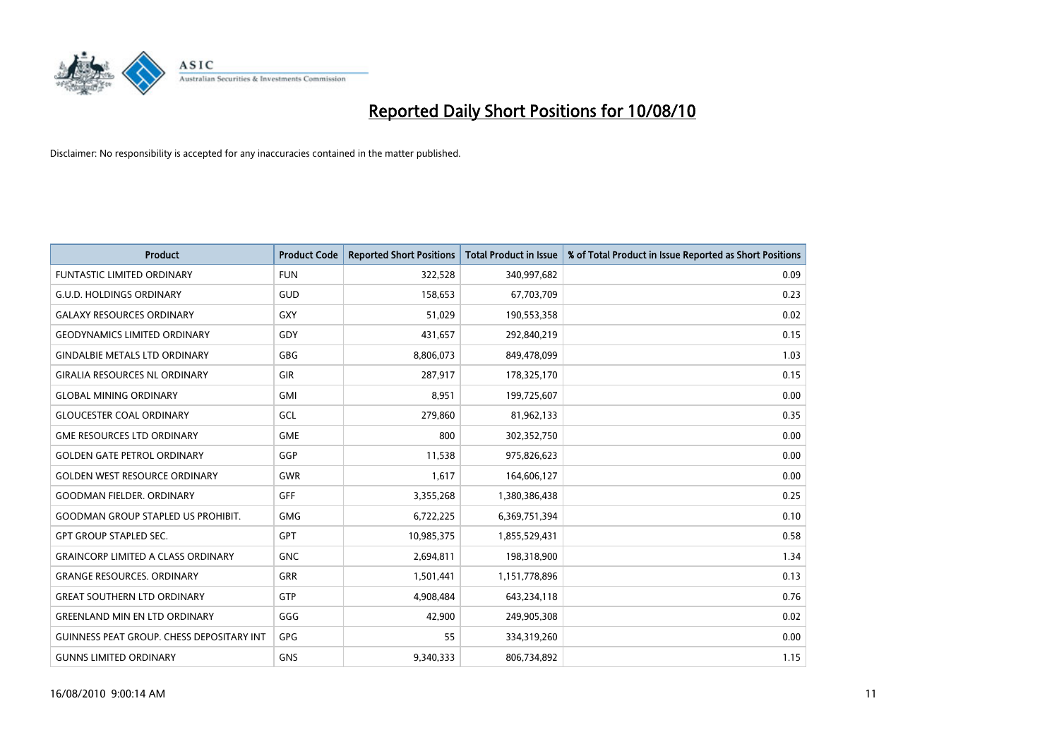# Reported Daily Short Positions for 10/08/10

Disclaimer: No responsibility is accepted for any inaccuracies contained in the matter published.

| Product | Product Code | Reported Short Positions | Total Product in Issue | % of Total Product in Issue Reported as Short Positions |
|---|---|---|---|---|
| FUNTASTIC LIMITED ORDINARY | FUN | 322,528 | 340,997,682 | 0.09 |
| G.U.D. HOLDINGS ORDINARY | GUD | 158,653 | 67,703,709 | 0.23 |
| GALAXY RESOURCES ORDINARY | GXY | 51,029 | 190,553,358 | 0.02 |
| GEODYNAMICS LIMITED ORDINARY | GDY | 431,657 | 292,840,219 | 0.15 |
| GINDALBIE METALS LTD ORDINARY | GBG | 8,806,073 | 849,478,099 | 1.03 |
| GIRALIA RESOURCES NL ORDINARY | GIR | 287,917 | 178,325,170 | 0.15 |
| GLOBAL MINING ORDINARY | GMI | 8,951 | 199,725,607 | 0.00 |
| GLOUCESTER COAL ORDINARY | GCL | 279,860 | 81,962,133 | 0.35 |
| GME RESOURCES LTD ORDINARY | GME | 800 | 302,352,750 | 0.00 |
| GOLDEN GATE PETROL ORDINARY | GGP | 11,538 | 975,826,623 | 0.00 |
| GOLDEN WEST RESOURCE ORDINARY | GWR | 1,617 | 164,606,127 | 0.00 |
| GOODMAN FIELDER. ORDINARY | GFF | 3,355,268 | 1,380,386,438 | 0.25 |
| GOODMAN GROUP STAPLED US PROHIBIT. | GMG | 6,722,225 | 6,369,751,394 | 0.10 |
| GPT GROUP STAPLED SEC. | GPT | 10,985,375 | 1,855,529,431 | 0.58 |
| GRAINCORP LIMITED A CLASS ORDINARY | GNC | 2,694,811 | 198,318,900 | 1.34 |
| GRANGE RESOURCES. ORDINARY | GRR | 1,501,441 | 1,151,778,896 | 0.13 |
| GREAT SOUTHERN LTD ORDINARY | GTP | 4,908,484 | 643,234,118 | 0.76 |
| GREENLAND MIN EN LTD ORDINARY | GGG | 42,900 | 249,905,308 | 0.02 |
| GUINNESS PEAT GROUP. CHESS DEPOSITARY INT | GPG | 55 | 334,319,260 | 0.00 |
| GUNNS LIMITED ORDINARY | GNS | 9,340,333 | 806,734,892 | 1.15 |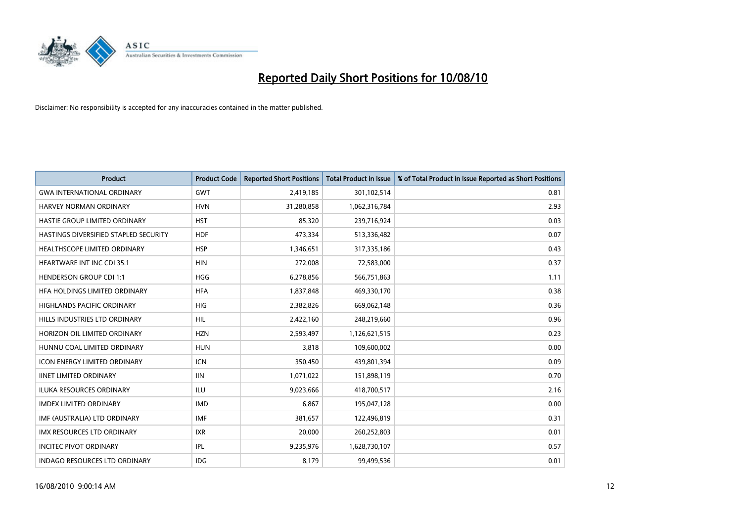# Reported Daily Short Positions for 10/08/10

Disclaimer: No responsibility is accepted for any inaccuracies contained in the matter published.

| Product | Product Code | Reported Short Positions | Total Product in Issue | % of Total Product in Issue Reported as Short Positions |
|---|---|---|---|---|
| GWA INTERNATIONAL ORDINARY | GWT | 2,419,185 | 301,102,514 | 0.81 |
| HARVEY NORMAN ORDINARY | HVN | 31,280,858 | 1,062,316,784 | 2.93 |
| HASTIE GROUP LIMITED ORDINARY | HST | 85,320 | 239,716,924 | 0.03 |
| HASTINGS DIVERSIFIED STAPLED SECURITY | HDF | 473,334 | 513,336,482 | 0.07 |
| HEALTHSCOPE LIMITED ORDINARY | HSP | 1,346,651 | 317,335,186 | 0.43 |
| HEARTWARE INT INC CDI 35:1 | HIN | 272,008 | 72,583,000 | 0.37 |
| HENDERSON GROUP CDI 1:1 | HGG | 6,278,856 | 566,751,863 | 1.11 |
| HFA HOLDINGS LIMITED ORDINARY | HFA | 1,837,848 | 469,330,170 | 0.38 |
| HIGHLANDS PACIFIC ORDINARY | HIG | 2,382,826 | 669,062,148 | 0.36 |
| HILLS INDUSTRIES LTD ORDINARY | HIL | 2,422,160 | 248,219,660 | 0.96 |
| HORIZON OIL LIMITED ORDINARY | HZN | 2,593,497 | 1,126,621,515 | 0.23 |
| HUNNU COAL LIMITED ORDINARY | HUN | 3,818 | 109,600,002 | 0.00 |
| ICON ENERGY LIMITED ORDINARY | ICN | 350,450 | 439,801,394 | 0.09 |
| IINET LIMITED ORDINARY | IIN | 1,071,022 | 151,898,119 | 0.70 |
| ILUKA RESOURCES ORDINARY | ILU | 9,023,666 | 418,700,517 | 2.16 |
| IMDEX LIMITED ORDINARY | IMD | 6,867 | 195,047,128 | 0.00 |
| IMF (AUSTRALIA) LTD ORDINARY | IMF | 381,657 | 122,496,819 | 0.31 |
| IMX RESOURCES LTD ORDINARY | IXR | 20,000 | 260,252,803 | 0.01 |
| INCITEC PIVOT ORDINARY | IPL | 9,235,976 | 1,628,730,107 | 0.57 |
| INDAGO RESOURCES LTD ORDINARY | IDG | 8,179 | 99,499,536 | 0.01 |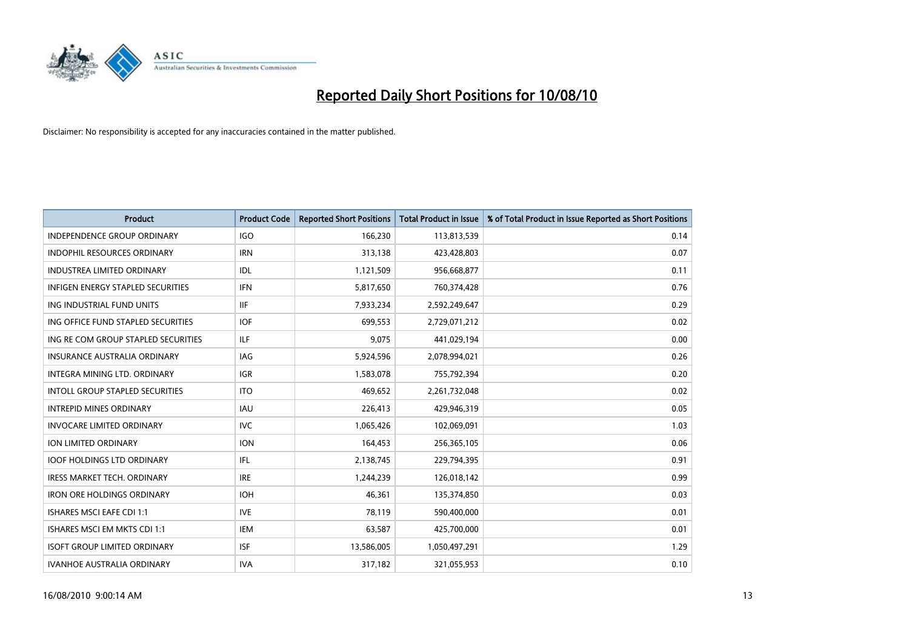# Reported Daily Short Positions for 10/08/10

Disclaimer: No responsibility is accepted for any inaccuracies contained in the matter published.

| Product | Product Code | Reported Short Positions | Total Product in Issue | % of Total Product in Issue Reported as Short Positions |
|---|---|---|---|---|
| INDEPENDENCE GROUP ORDINARY | IGO | 166,230 | 113,813,539 | 0.14 |
| INDOPHIL RESOURCES ORDINARY | IRN | 313,138 | 423,428,803 | 0.07 |
| INDUSTREA LIMITED ORDINARY | IDL | 1,121,509 | 956,668,877 | 0.11 |
| INFIGEN ENERGY STAPLED SECURITIES | IFN | 5,817,650 | 760,374,428 | 0.76 |
| ING INDUSTRIAL FUND UNITS | IIF | 7,933,234 | 2,592,249,647 | 0.29 |
| ING OFFICE FUND STAPLED SECURITIES | IOF | 699,553 | 2,729,071,212 | 0.02 |
| ING RE COM GROUP STAPLED SECURITIES | ILF | 9,075 | 441,029,194 | 0.00 |
| INSURANCE AUSTRALIA ORDINARY | IAG | 5,924,596 | 2,078,994,021 | 0.26 |
| INTEGRA MINING LTD. ORDINARY | IGR | 1,583,078 | 755,792,394 | 0.20 |
| INTOLL GROUP STAPLED SECURITIES | ITO | 469,652 | 2,261,732,048 | 0.02 |
| INTREPID MINES ORDINARY | IAU | 226,413 | 429,946,319 | 0.05 |
| INVOCARE LIMITED ORDINARY | IVC | 1,065,426 | 102,069,091 | 1.03 |
| ION LIMITED ORDINARY | ION | 164,453 | 256,365,105 | 0.06 |
| IOOF HOLDINGS LTD ORDINARY | IFL | 2,138,745 | 229,794,395 | 0.91 |
| IRESS MARKET TECH. ORDINARY | IRE | 1,244,239 | 126,018,142 | 0.99 |
| IRON ORE HOLDINGS ORDINARY | IOH | 46,361 | 135,374,850 | 0.03 |
| ISHARES MSCI EAFE CDI 1:1 | IVE | 78,119 | 590,400,000 | 0.01 |
| ISHARES MSCI EM MKTS CDI 1:1 | IEM | 63,587 | 425,700,000 | 0.01 |
| ISOFT GROUP LIMITED ORDINARY | ISF | 13,586,005 | 1,050,497,291 | 1.29 |
| IVANHOE AUSTRALIA ORDINARY | IVA | 317,182 | 321,055,953 | 0.10 |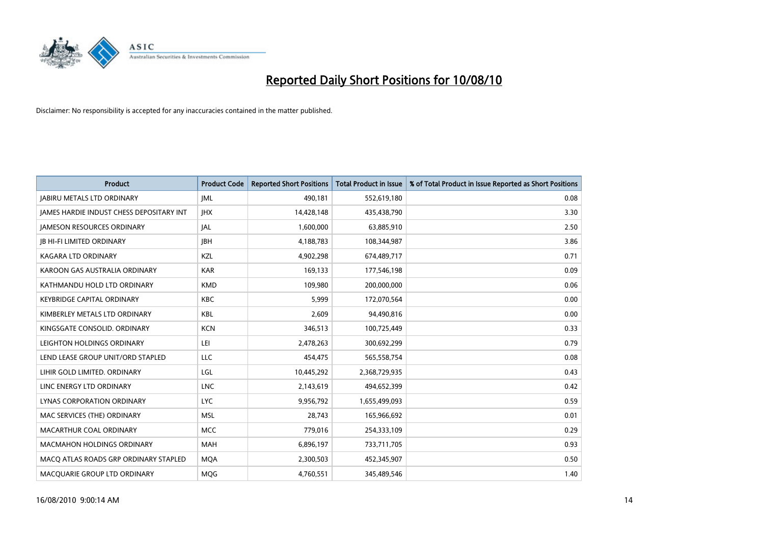# Reported Daily Short Positions for 10/08/10

Disclaimer: No responsibility is accepted for any inaccuracies contained in the matter published.

| Product | Product Code | Reported Short Positions | Total Product in Issue | % of Total Product in Issue Reported as Short Positions |
|---|---|---|---|---|
| JABIRU METALS LTD ORDINARY | JML | 490,181 | 552,619,180 | 0.08 |
| JAMES HARDIE INDUST CHESS DEPOSITARY INT | JHX | 14,428,148 | 435,438,790 | 3.30 |
| JAMESON RESOURCES ORDINARY | JAL | 1,600,000 | 63,885,910 | 2.50 |
| JB HI-FI LIMITED ORDINARY | JBH | 4,188,783 | 108,344,987 | 3.86 |
| KAGARA LTD ORDINARY | KZL | 4,902,298 | 674,489,717 | 0.71 |
| KAROON GAS AUSTRALIA ORDINARY | KAR | 169,133 | 177,546,198 | 0.09 |
| KATHMANDU HOLD LTD ORDINARY | KMD | 109,980 | 200,000,000 | 0.06 |
| KEYBRIDGE CAPITAL ORDINARY | KBC | 5,999 | 172,070,564 | 0.00 |
| KIMBERLEY METALS LTD ORDINARY | KBL | 2,609 | 94,490,816 | 0.00 |
| KINGSGATE CONSOLID. ORDINARY | KCN | 346,513 | 100,725,449 | 0.33 |
| LEIGHTON HOLDINGS ORDINARY | LEI | 2,478,263 | 300,692,299 | 0.79 |
| LEND LEASE GROUP UNIT/ORD STAPLED | LLC | 454,475 | 565,558,754 | 0.08 |
| LIHIR GOLD LIMITED. ORDINARY | LGL | 10,445,292 | 2,368,729,935 | 0.43 |
| LINC ENERGY LTD ORDINARY | LNC | 2,143,619 | 494,652,399 | 0.42 |
| LYNAS CORPORATION ORDINARY | LYC | 9,956,792 | 1,655,499,093 | 0.59 |
| MAC SERVICES (THE) ORDINARY | MSL | 28,743 | 165,966,692 | 0.01 |
| MACARTHUR COAL ORDINARY | MCC | 779,016 | 254,333,109 | 0.29 |
| MACMAHON HOLDINGS ORDINARY | MAH | 6,896,197 | 733,711,705 | 0.93 |
| MACQ ATLAS ROADS GRP ORDINARY STAPLED | MQA | 2,300,503 | 452,345,907 | 0.50 |
| MACQUARIE GROUP LTD ORDINARY | MQG | 4,760,551 | 345,489,546 | 1.40 |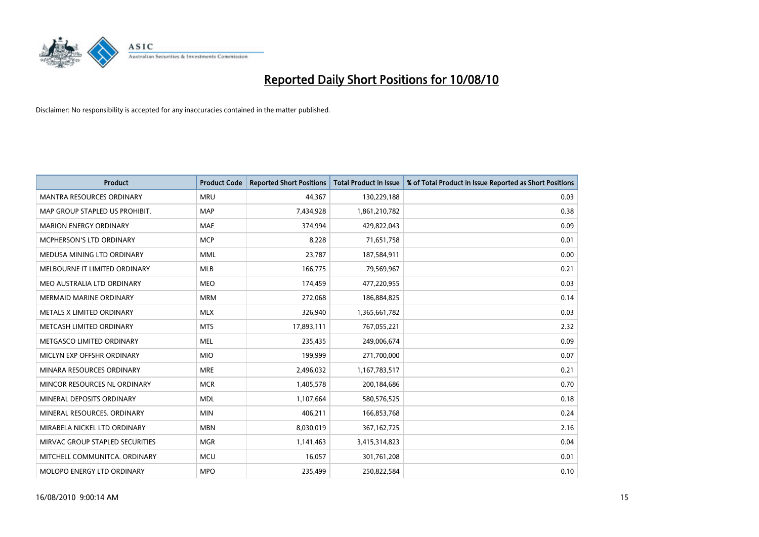# Reported Daily Short Positions for 10/08/10

Disclaimer: No responsibility is accepted for any inaccuracies contained in the matter published.

| Product | Product Code | Reported Short Positions | Total Product in Issue | % of Total Product in Issue Reported as Short Positions |
|---|---|---|---|---|
| MANTRA RESOURCES ORDINARY | MRU | 44,367 | 130,229,188 | 0.03 |
| MAP GROUP STAPLED US PROHIBIT. | MAP | 7,434,928 | 1,861,210,782 | 0.38 |
| MARION ENERGY ORDINARY | MAE | 374,994 | 429,822,043 | 0.09 |
| MCPHERSON'S LTD ORDINARY | MCP | 8,228 | 71,651,758 | 0.01 |
| MEDUSA MINING LTD ORDINARY | MML | 23,787 | 187,584,911 | 0.00 |
| MELBOURNE IT LIMITED ORDINARY | MLB | 166,775 | 79,569,967 | 0.21 |
| MEO AUSTRALIA LTD ORDINARY | MEO | 174,459 | 477,220,955 | 0.03 |
| MERMAID MARINE ORDINARY | MRM | 272,068 | 186,884,825 | 0.14 |
| METALS X LIMITED ORDINARY | MLX | 326,940 | 1,365,661,782 | 0.03 |
| METCASH LIMITED ORDINARY | MTS | 17,893,111 | 767,055,221 | 2.32 |
| METGASCO LIMITED ORDINARY | MEL | 235,435 | 249,006,674 | 0.09 |
| MICLYN EXP OFFSHR ORDINARY | MIO | 199,999 | 271,700,000 | 0.07 |
| MINARA RESOURCES ORDINARY | MRE | 2,496,032 | 1,167,783,517 | 0.21 |
| MINCOR RESOURCES NL ORDINARY | MCR | 1,405,578 | 200,184,686 | 0.70 |
| MINERAL DEPOSITS ORDINARY | MDL | 1,107,664 | 580,576,525 | 0.18 |
| MINERAL RESOURCES. ORDINARY | MIN | 406,211 | 166,853,768 | 0.24 |
| MIRABELA NICKEL LTD ORDINARY | MBN | 8,030,019 | 367,162,725 | 2.16 |
| MIRVAC GROUP STAPLED SECURITIES | MGR | 1,141,463 | 3,415,314,823 | 0.04 |
| MITCHELL COMMUNITCA. ORDINARY | MCU | 16,057 | 301,761,208 | 0.01 |
| MOLOPO ENERGY LTD ORDINARY | MPO | 235,499 | 250,822,584 | 0.10 |

16/08/2010 9:00:14 AM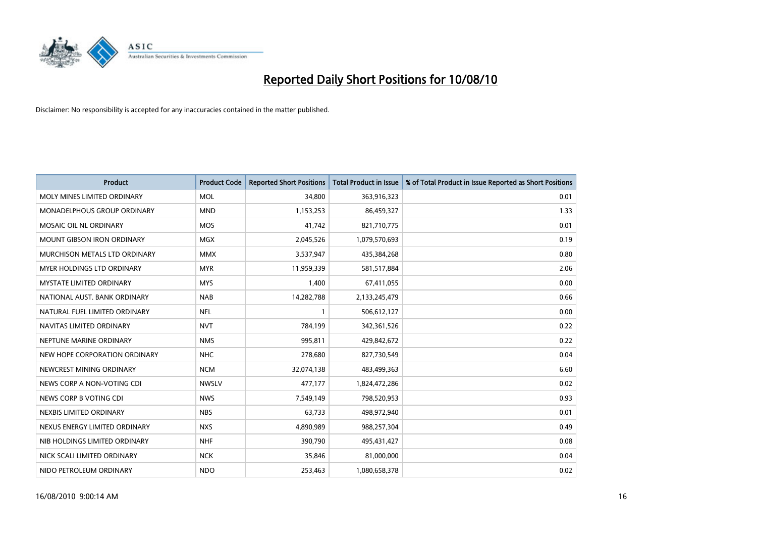# Reported Daily Short Positions for 10/08/10

Disclaimer: No responsibility is accepted for any inaccuracies contained in the matter published.

| Product | Product Code | Reported Short Positions | Total Product in Issue | % of Total Product in Issue Reported as Short Positions |
|---|---|---|---|---|
| MOLY MINES LIMITED ORDINARY | MOL | 34,800 | 363,916,323 | 0.01 |
| MONADELPHOUS GROUP ORDINARY | MND | 1,153,253 | 86,459,327 | 1.33 |
| MOSAIC OIL NL ORDINARY | MOS | 41,742 | 821,710,775 | 0.01 |
| MOUNT GIBSON IRON ORDINARY | MGX | 2,045,526 | 1,079,570,693 | 0.19 |
| MURCHISON METALS LTD ORDINARY | MMX | 3,537,947 | 435,384,268 | 0.80 |
| MYER HOLDINGS LTD ORDINARY | MYR | 11,959,339 | 581,517,884 | 2.06 |
| MYSTATE LIMITED ORDINARY | MYS | 1,400 | 67,411,055 | 0.00 |
| NATIONAL AUST. BANK ORDINARY | NAB | 14,282,788 | 2,133,245,479 | 0.66 |
| NATURAL FUEL LIMITED ORDINARY | NFL | 1 | 506,612,127 | 0.00 |
| NAVITAS LIMITED ORDINARY | NVT | 784,199 | 342,361,526 | 0.22 |
| NEPTUNE MARINE ORDINARY | NMS | 995,811 | 429,842,672 | 0.22 |
| NEW HOPE CORPORATION ORDINARY | NHC | 278,680 | 827,730,549 | 0.04 |
| NEWCREST MINING ORDINARY | NCM | 32,074,138 | 483,499,363 | 6.60 |
| NEWS CORP A NON-VOTING CDI | NWSLV | 477,177 | 1,824,472,286 | 0.02 |
| NEWS CORP B VOTING CDI | NWS | 7,549,149 | 798,520,953 | 0.93 |
| NEXBIS LIMITED ORDINARY | NBS | 63,733 | 498,972,940 | 0.01 |
| NEXUS ENERGY LIMITED ORDINARY | NXS | 4,890,989 | 988,257,304 | 0.49 |
| NIB HOLDINGS LIMITED ORDINARY | NHF | 390,790 | 495,431,427 | 0.08 |
| NICK SCALI LIMITED ORDINARY | NCK | 35,846 | 81,000,000 | 0.04 |
| NIDO PETROLEUM ORDINARY | NDO | 253,463 | 1,080,658,378 | 0.02 |

16/08/2010 9:00:14 AM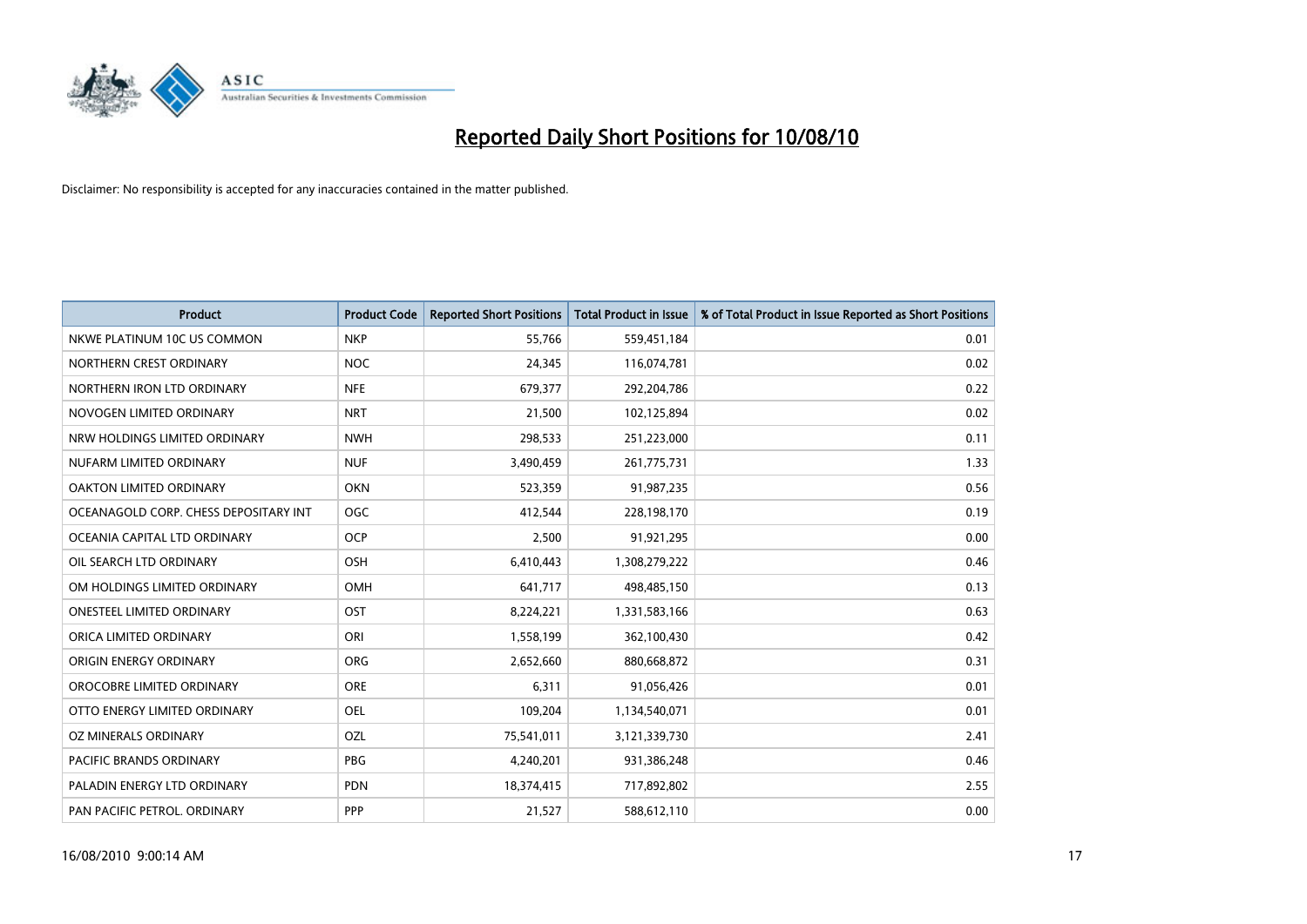# Reported Daily Short Positions for 10/08/10

Disclaimer: No responsibility is accepted for any inaccuracies contained in the matter published.

| Product | Product Code | Reported Short Positions | Total Product in Issue | % of Total Product in Issue Reported as Short Positions |
|---|---|---|---|---|
| NKWE PLATINUM 10C US COMMON | NKP | 55,766 | 559,451,184 | 0.01 |
| NORTHERN CREST ORDINARY | NOC | 24,345 | 116,074,781 | 0.02 |
| NORTHERN IRON LTD ORDINARY | NFE | 679,377 | 292,204,786 | 0.22 |
| NOVOGEN LIMITED ORDINARY | NRT | 21,500 | 102,125,894 | 0.02 |
| NRW HOLDINGS LIMITED ORDINARY | NWH | 298,533 | 251,223,000 | 0.11 |
| NUFARM LIMITED ORDINARY | NUF | 3,490,459 | 261,775,731 | 1.33 |
| OAKTON LIMITED ORDINARY | OKN | 523,359 | 91,987,235 | 0.56 |
| OCEANAGOLD CORP. CHESS DEPOSITARY INT | OGC | 412,544 | 228,198,170 | 0.19 |
| OCEANIA CAPITAL LTD ORDINARY | OCP | 2,500 | 91,921,295 | 0.00 |
| OIL SEARCH LTD ORDINARY | OSH | 6,410,443 | 1,308,279,222 | 0.46 |
| OM HOLDINGS LIMITED ORDINARY | OMH | 641,717 | 498,485,150 | 0.13 |
| ONESTEEL LIMITED ORDINARY | OST | 8,224,221 | 1,331,583,166 | 0.63 |
| ORICA LIMITED ORDINARY | ORI | 1,558,199 | 362,100,430 | 0.42 |
| ORIGIN ENERGY ORDINARY | ORG | 2,652,660 | 880,668,872 | 0.31 |
| OROCOBRE LIMITED ORDINARY | ORE | 6,311 | 91,056,426 | 0.01 |
| OTTO ENERGY LIMITED ORDINARY | OEL | 109,204 | 1,134,540,071 | 0.01 |
| OZ MINERALS ORDINARY | OZL | 75,541,011 | 3,121,339,730 | 2.41 |
| PACIFIC BRANDS ORDINARY | PBG | 4,240,201 | 931,386,248 | 0.46 |
| PALADIN ENERGY LTD ORDINARY | PDN | 18,374,415 | 717,892,802 | 2.55 |
| PAN PACIFIC PETROL. ORDINARY | PPP | 21,527 | 588,612,110 | 0.00 |

16/08/2010 9:00:14 AM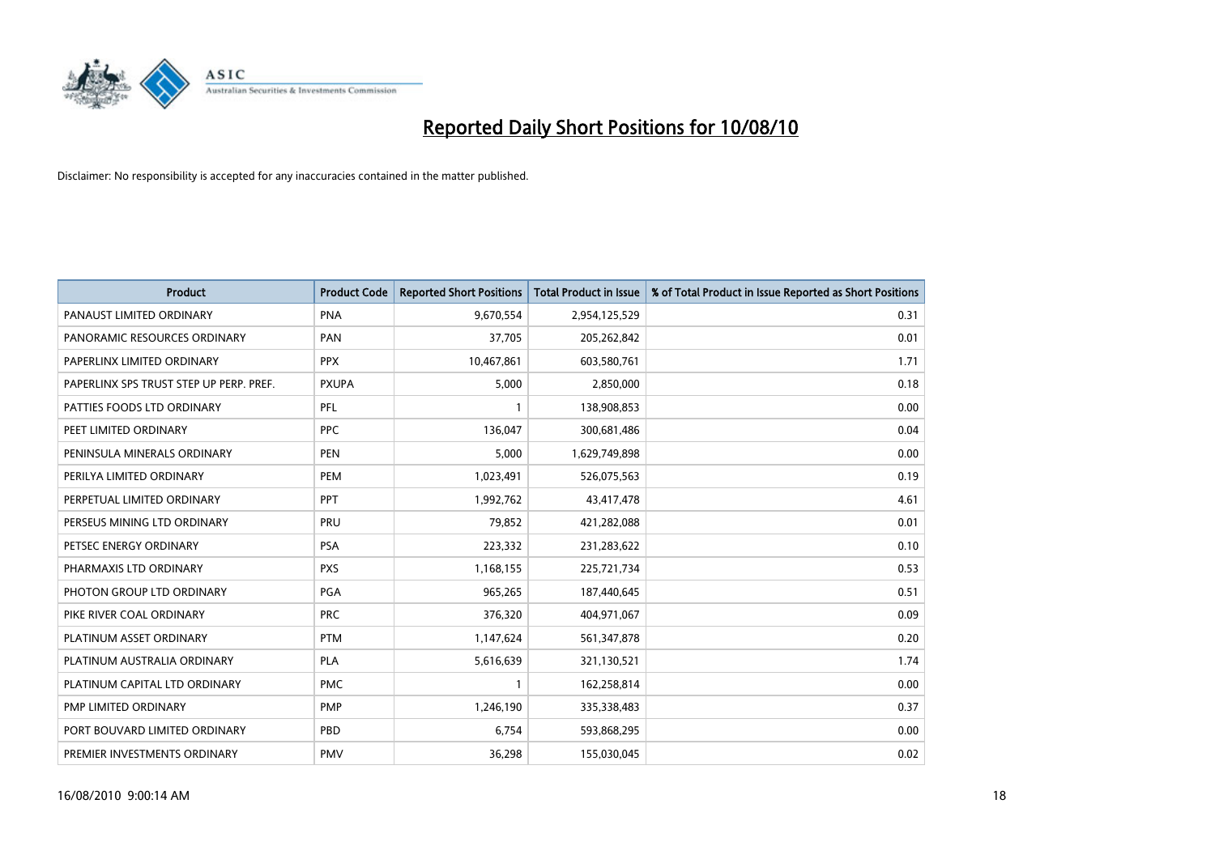# Reported Daily Short Positions for 10/08/10

Disclaimer: No responsibility is accepted for any inaccuracies contained in the matter published.

| Product | Product Code | Reported Short Positions | Total Product in Issue | % of Total Product in Issue Reported as Short Positions |
|---|---|---|---|---|
| PANAUST LIMITED ORDINARY | PNA | 9,670,554 | 2,954,125,529 | 0.31 |
| PANORAMIC RESOURCES ORDINARY | PAN | 37,705 | 205,262,842 | 0.01 |
| PAPERLINX LIMITED ORDINARY | PPX | 10,467,861 | 603,580,761 | 1.71 |
| PAPERLINX SPS TRUST STEP UP PERP. PREF. | PXUPA | 5,000 | 2,850,000 | 0.18 |
| PATTIES FOODS LTD ORDINARY | PFL | 1 | 138,908,853 | 0.00 |
| PEET LIMITED ORDINARY | PPC | 136,047 | 300,681,486 | 0.04 |
| PENINSULA MINERALS ORDINARY | PEN | 5,000 | 1,629,749,898 | 0.00 |
| PERILYA LIMITED ORDINARY | PEM | 1,023,491 | 526,075,563 | 0.19 |
| PERPETUAL LIMITED ORDINARY | PPT | 1,992,762 | 43,417,478 | 4.61 |
| PERSEUS MINING LTD ORDINARY | PRU | 79,852 | 421,282,088 | 0.01 |
| PETSEC ENERGY ORDINARY | PSA | 223,332 | 231,283,622 | 0.10 |
| PHARMAXIS LTD ORDINARY | PXS | 1,168,155 | 225,721,734 | 0.53 |
| PHOTON GROUP LTD ORDINARY | PGA | 965,265 | 187,440,645 | 0.51 |
| PIKE RIVER COAL ORDINARY | PRC | 376,320 | 404,971,067 | 0.09 |
| PLATINUM ASSET ORDINARY | PTM | 1,147,624 | 561,347,878 | 0.20 |
| PLATINUM AUSTRALIA ORDINARY | PLA | 5,616,639 | 321,130,521 | 1.74 |
| PLATINUM CAPITAL LTD ORDINARY | PMC | 1 | 162,258,814 | 0.00 |
| PMP LIMITED ORDINARY | PMP | 1,246,190 | 335,338,483 | 0.37 |
| PORT BOUVARD LIMITED ORDINARY | PBD | 6,754 | 593,868,295 | 0.00 |
| PREMIER INVESTMENTS ORDINARY | PMV | 36,298 | 155,030,045 | 0.02 |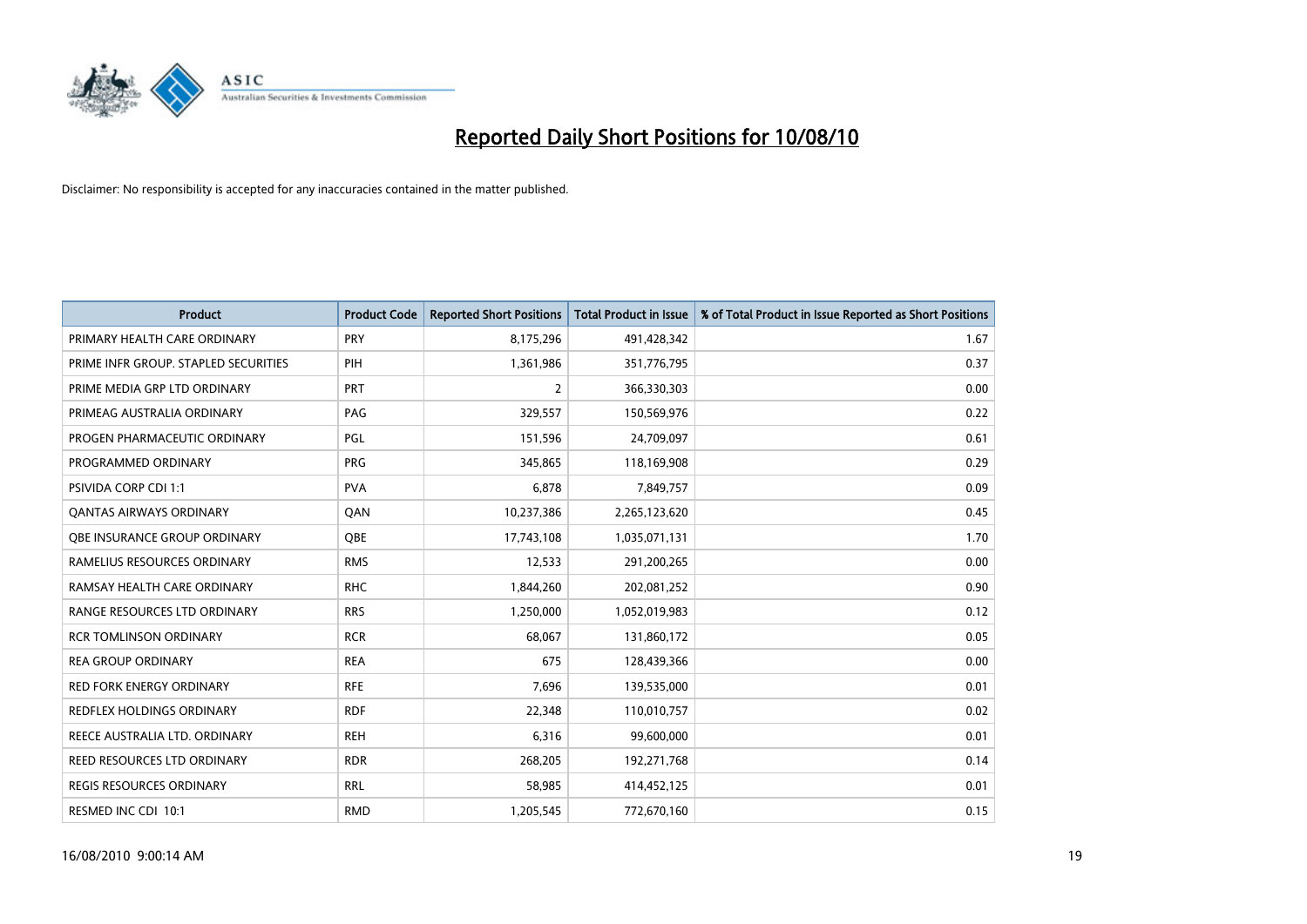# Reported Daily Short Positions for 10/08/10

Disclaimer: No responsibility is accepted for any inaccuracies contained in the matter published.

| Product | Product Code | Reported Short Positions | Total Product in Issue | % of Total Product in Issue Reported as Short Positions |
|---|---|---|---|---|
| PRIMARY HEALTH CARE ORDINARY | PRY | 8,175,296 | 491,428,342 | 1.67 |
| PRIME INFR GROUP. STAPLED SECURITIES | PIH | 1,361,986 | 351,776,795 | 0.37 |
| PRIME MEDIA GRP LTD ORDINARY | PRT | 2 | 366,330,303 | 0.00 |
| PRIMEAG AUSTRALIA ORDINARY | PAG | 329,557 | 150,569,976 | 0.22 |
| PROGEN PHARMACEUTIC ORDINARY | PGL | 151,596 | 24,709,097 | 0.61 |
| PROGRAMMED ORDINARY | PRG | 345,865 | 118,169,908 | 0.29 |
| PSIVIDA CORP CDI 1:1 | PVA | 6,878 | 7,849,757 | 0.09 |
| QANTAS AIRWAYS ORDINARY | QAN | 10,237,386 | 2,265,123,620 | 0.45 |
| QBE INSURANCE GROUP ORDINARY | QBE | 17,743,108 | 1,035,071,131 | 1.70 |
| RAMELIUS RESOURCES ORDINARY | RMS | 12,533 | 291,200,265 | 0.00 |
| RAMSAY HEALTH CARE ORDINARY | RHC | 1,844,260 | 202,081,252 | 0.90 |
| RANGE RESOURCES LTD ORDINARY | RRS | 1,250,000 | 1,052,019,983 | 0.12 |
| RCR TOMLINSON ORDINARY | RCR | 68,067 | 131,860,172 | 0.05 |
| REA GROUP ORDINARY | REA | 675 | 128,439,366 | 0.00 |
| RED FORK ENERGY ORDINARY | RFE | 7,696 | 139,535,000 | 0.01 |
| REDFLEX HOLDINGS ORDINARY | RDF | 22,348 | 110,010,757 | 0.02 |
| REECE AUSTRALIA LTD. ORDINARY | REH | 6,316 | 99,600,000 | 0.01 |
| REED RESOURCES LTD ORDINARY | RDR | 268,205 | 192,271,768 | 0.14 |
| REGIS RESOURCES ORDINARY | RRL | 58,985 | 414,452,125 | 0.01 |
| RESMED INC CDI 10:1 | RMD | 1,205,545 | 772,670,160 | 0.15 |

16/08/2010 9:00:14 AM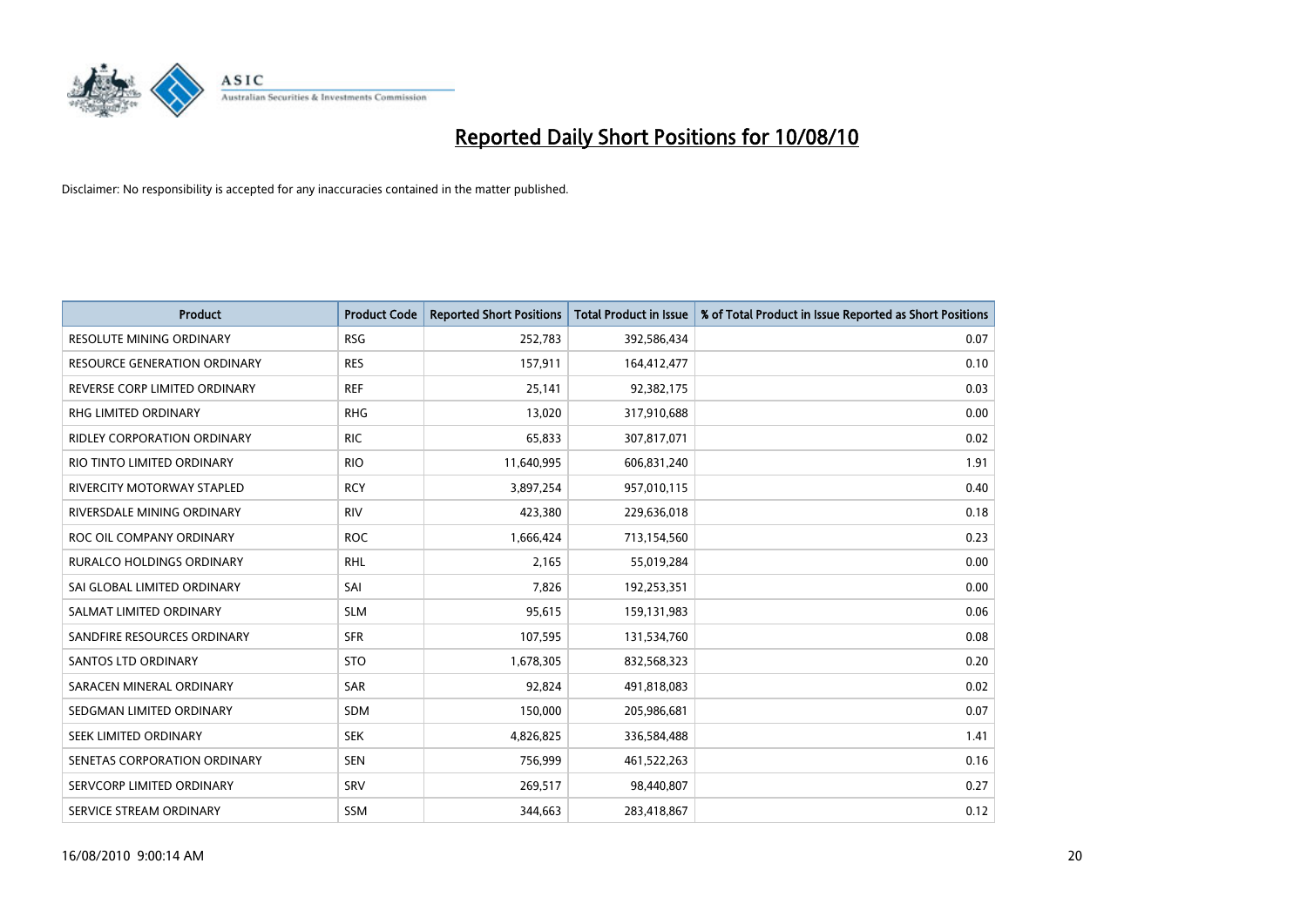# Reported Daily Short Positions for 10/08/10

Disclaimer: No responsibility is accepted for any inaccuracies contained in the matter published.

| Product | Product Code | Reported Short Positions | Total Product in Issue | % of Total Product in Issue Reported as Short Positions |
|---|---|---|---|---|
| RESOLUTE MINING ORDINARY | RSG | 252,783 | 392,586,434 | 0.07 |
| RESOURCE GENERATION ORDINARY | RES | 157,911 | 164,412,477 | 0.10 |
| REVERSE CORP LIMITED ORDINARY | REF | 25,141 | 92,382,175 | 0.03 |
| RHG LIMITED ORDINARY | RHG | 13,020 | 317,910,688 | 0.00 |
| RIDLEY CORPORATION ORDINARY | RIC | 65,833 | 307,817,071 | 0.02 |
| RIO TINTO LIMITED ORDINARY | RIO | 11,640,995 | 606,831,240 | 1.91 |
| RIVERCITY MOTORWAY STAPLED | RCY | 3,897,254 | 957,010,115 | 0.40 |
| RIVERSDALE MINING ORDINARY | RIV | 423,380 | 229,636,018 | 0.18 |
| ROC OIL COMPANY ORDINARY | ROC | 1,666,424 | 713,154,560 | 0.23 |
| RURALCO HOLDINGS ORDINARY | RHL | 2,165 | 55,019,284 | 0.00 |
| SAI GLOBAL LIMITED ORDINARY | SAI | 7,826 | 192,253,351 | 0.00 |
| SALMAT LIMITED ORDINARY | SLM | 95,615 | 159,131,983 | 0.06 |
| SANDFIRE RESOURCES ORDINARY | SFR | 107,595 | 131,534,760 | 0.08 |
| SANTOS LTD ORDINARY | STO | 1,678,305 | 832,568,323 | 0.20 |
| SARACEN MINERAL ORDINARY | SAR | 92,824 | 491,818,083 | 0.02 |
| SEDGMAN LIMITED ORDINARY | SDM | 150,000 | 205,986,681 | 0.07 |
| SEEK LIMITED ORDINARY | SEK | 4,826,825 | 336,584,488 | 1.41 |
| SENETAS CORPORATION ORDINARY | SEN | 756,999 | 461,522,263 | 0.16 |
| SERVCORP LIMITED ORDINARY | SRV | 269,517 | 98,440,807 | 0.27 |
| SERVICE STREAM ORDINARY | SSM | 344,663 | 283,418,867 | 0.12 |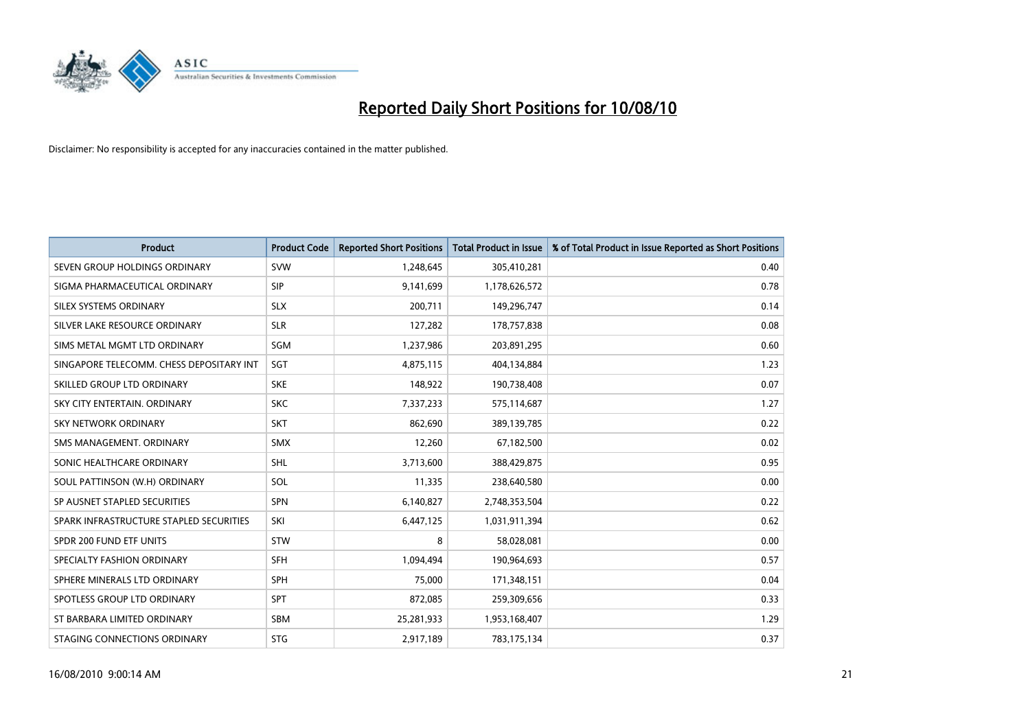# Reported Daily Short Positions for 10/08/10

Disclaimer: No responsibility is accepted for any inaccuracies contained in the matter published.

| Product | Product Code | Reported Short Positions | Total Product in Issue | % of Total Product in Issue Reported as Short Positions |
|---|---|---|---|---|
| SEVEN GROUP HOLDINGS ORDINARY | SVW | 1,248,645 | 305,410,281 | 0.40 |
| SIGMA PHARMACEUTICAL ORDINARY | SIP | 9,141,699 | 1,178,626,572 | 0.78 |
| SILEX SYSTEMS ORDINARY | SLX | 200,711 | 149,296,747 | 0.14 |
| SILVER LAKE RESOURCE ORDINARY | SLR | 127,282 | 178,757,838 | 0.08 |
| SIMS METAL MGMT LTD ORDINARY | SGM | 1,237,986 | 203,891,295 | 0.60 |
| SINGAPORE TELECOMM. CHESS DEPOSITARY INT | SGT | 4,875,115 | 404,134,884 | 1.23 |
| SKILLED GROUP LTD ORDINARY | SKE | 148,922 | 190,738,408 | 0.07 |
| SKY CITY ENTERTAIN. ORDINARY | SKC | 7,337,233 | 575,114,687 | 1.27 |
| SKY NETWORK ORDINARY | SKT | 862,690 | 389,139,785 | 0.22 |
| SMS MANAGEMENT. ORDINARY | SMX | 12,260 | 67,182,500 | 0.02 |
| SONIC HEALTHCARE ORDINARY | SHL | 3,713,600 | 388,429,875 | 0.95 |
| SOUL PATTINSON (W.H) ORDINARY | SOL | 11,335 | 238,640,580 | 0.00 |
| SP AUSNET STAPLED SECURITIES | SPN | 6,140,827 | 2,748,353,504 | 0.22 |
| SPARK INFRASTRUCTURE STAPLED SECURITIES | SKI | 6,447,125 | 1,031,911,394 | 0.62 |
| SPDR 200 FUND ETF UNITS | STW | 8 | 58,028,081 | 0.00 |
| SPECIALTY FASHION ORDINARY | SFH | 1,094,494 | 190,964,693 | 0.57 |
| SPHERE MINERALS LTD ORDINARY | SPH | 75,000 | 171,348,151 | 0.04 |
| SPOTLESS GROUP LTD ORDINARY | SPT | 872,085 | 259,309,656 | 0.33 |
| ST BARBARA LIMITED ORDINARY | SBM | 25,281,933 | 1,953,168,407 | 1.29 |
| STAGING CONNECTIONS ORDINARY | STG | 2,917,189 | 783,175,134 | 0.37 |

16/08/2010 9:00:14 AM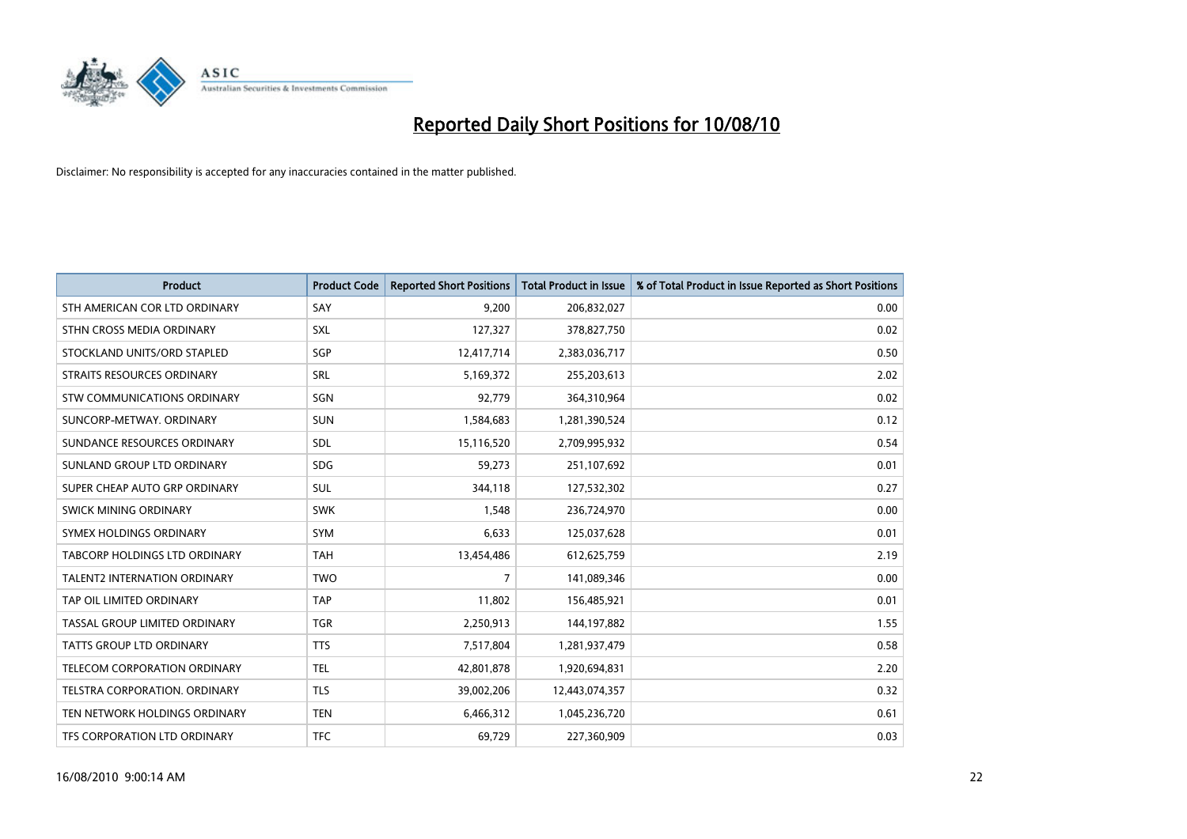# Reported Daily Short Positions for 10/08/10

Disclaimer: No responsibility is accepted for any inaccuracies contained in the matter published.

| Product | Product Code | Reported Short Positions | Total Product in Issue | % of Total Product in Issue Reported as Short Positions |
|---|---|---|---|---|
| STH AMERICAN COR LTD ORDINARY | SAY | 9,200 | 206,832,027 | 0.00 |
| STHN CROSS MEDIA ORDINARY | SXL | 127,327 | 378,827,750 | 0.02 |
| STOCKLAND UNITS/ORD STAPLED | SGP | 12,417,714 | 2,383,036,717 | 0.50 |
| STRAITS RESOURCES ORDINARY | SRL | 5,169,372 | 255,203,613 | 2.02 |
| STW COMMUNICATIONS ORDINARY | SGN | 92,779 | 364,310,964 | 0.02 |
| SUNCORP-METWAY. ORDINARY | SUN | 1,584,683 | 1,281,390,524 | 0.12 |
| SUNDANCE RESOURCES ORDINARY | SDL | 15,116,520 | 2,709,995,932 | 0.54 |
| SUNLAND GROUP LTD ORDINARY | SDG | 59,273 | 251,107,692 | 0.01 |
| SUPER CHEAP AUTO GRP ORDINARY | SUL | 344,118 | 127,532,302 | 0.27 |
| SWICK MINING ORDINARY | SWK | 1,548 | 236,724,970 | 0.00 |
| SYMEX HOLDINGS ORDINARY | SYM | 6,633 | 125,037,628 | 0.01 |
| TABCORP HOLDINGS LTD ORDINARY | TAH | 13,454,486 | 612,625,759 | 2.19 |
| TALENT2 INTERNATION ORDINARY | TWO | 7 | 141,089,346 | 0.00 |
| TAP OIL LIMITED ORDINARY | TAP | 11,802 | 156,485,921 | 0.01 |
| TASSAL GROUP LIMITED ORDINARY | TGR | 2,250,913 | 144,197,882 | 1.55 |
| TATTS GROUP LTD ORDINARY | TTS | 7,517,804 | 1,281,937,479 | 0.58 |
| TELECOM CORPORATION ORDINARY | TEL | 42,801,878 | 1,920,694,831 | 2.20 |
| TELSTRA CORPORATION. ORDINARY | TLS | 39,002,206 | 12,443,074,357 | 0.32 |
| TEN NETWORK HOLDINGS ORDINARY | TEN | 6,466,312 | 1,045,236,720 | 0.61 |
| TFS CORPORATION LTD ORDINARY | TFC | 69,729 | 227,360,909 | 0.03 |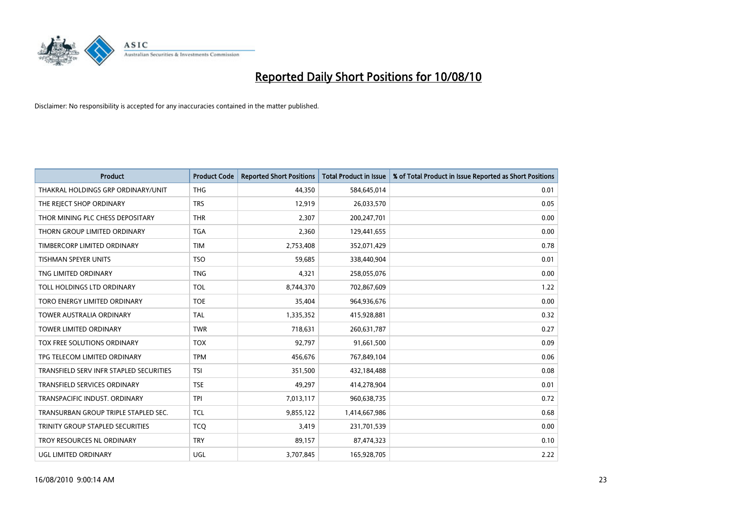# Reported Daily Short Positions for 10/08/10

Disclaimer: No responsibility is accepted for any inaccuracies contained in the matter published.

| Product | Product Code | Reported Short Positions | Total Product in Issue | % of Total Product in Issue Reported as Short Positions |
|---|---|---|---|---|
| THAKRAL HOLDINGS GRP ORDINARY/UNIT | THG | 44,350 | 584,645,014 | 0.01 |
| THE REJECT SHOP ORDINARY | TRS | 12,919 | 26,033,570 | 0.05 |
| THOR MINING PLC CHESS DEPOSITARY | THR | 2,307 | 200,247,701 | 0.00 |
| THORN GROUP LIMITED ORDINARY | TGA | 2,360 | 129,441,655 | 0.00 |
| TIMBERCORP LIMITED ORDINARY | TIM | 2,753,408 | 352,071,429 | 0.78 |
| TISHMAN SPEYER UNITS | TSO | 59,685 | 338,440,904 | 0.01 |
| TNG LIMITED ORDINARY | TNG | 4,321 | 258,055,076 | 0.00 |
| TOLL HOLDINGS LTD ORDINARY | TOL | 8,744,370 | 702,867,609 | 1.22 |
| TORO ENERGY LIMITED ORDINARY | TOE | 35,404 | 964,936,676 | 0.00 |
| TOWER AUSTRALIA ORDINARY | TAL | 1,335,352 | 415,928,881 | 0.32 |
| TOWER LIMITED ORDINARY | TWR | 718,631 | 260,631,787 | 0.27 |
| TOX FREE SOLUTIONS ORDINARY | TOX | 92,797 | 91,661,500 | 0.09 |
| TPG TELECOM LIMITED ORDINARY | TPM | 456,676 | 767,849,104 | 0.06 |
| TRANSFIELD SERV INFR STAPLED SECURITIES | TSI | 351,500 | 432,184,488 | 0.08 |
| TRANSFIELD SERVICES ORDINARY | TSE | 49,297 | 414,278,904 | 0.01 |
| TRANSPACIFIC INDUST. ORDINARY | TPI | 7,013,117 | 960,638,735 | 0.72 |
| TRANSURBAN GROUP TRIPLE STAPLED SEC. | TCL | 9,855,122 | 1,414,667,986 | 0.68 |
| TRINITY GROUP STAPLED SECURITIES | TCQ | 3,419 | 231,701,539 | 0.00 |
| TROY RESOURCES NL ORDINARY | TRY | 89,157 | 87,474,323 | 0.10 |
| UGL LIMITED ORDINARY | UGL | 3,707,845 | 165,928,705 | 2.22 |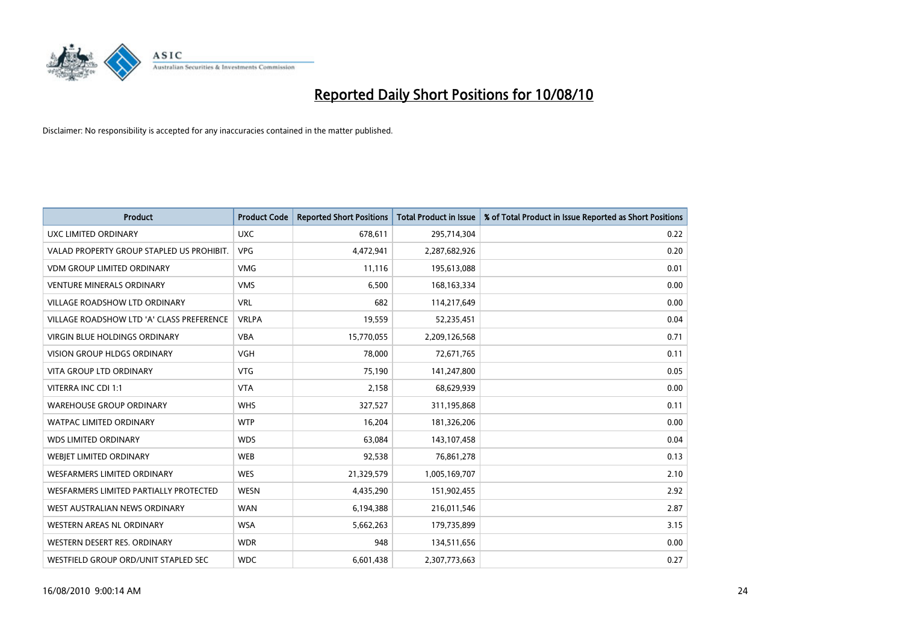# Reported Daily Short Positions for 10/08/10

Disclaimer: No responsibility is accepted for any inaccuracies contained in the matter published.

| Product | Product Code | Reported Short Positions | Total Product in Issue | % of Total Product in Issue Reported as Short Positions |
|---|---|---|---|---|
| UXC LIMITED ORDINARY | UXC | 678,611 | 295,714,304 | 0.22 |
| VALAD PROPERTY GROUP STAPLED US PROHIBIT. | VPG | 4,472,941 | 2,287,682,926 | 0.20 |
| VDM GROUP LIMITED ORDINARY | VMG | 11,116 | 195,613,088 | 0.01 |
| VENTURE MINERALS ORDINARY | VMS | 6,500 | 168,163,334 | 0.00 |
| VILLAGE ROADSHOW LTD ORDINARY | VRL | 682 | 114,217,649 | 0.00 |
| VILLAGE ROADSHOW LTD 'A' CLASS PREFERENCE | VRLPA | 19,559 | 52,235,451 | 0.04 |
| VIRGIN BLUE HOLDINGS ORDINARY | VBA | 15,770,055 | 2,209,126,568 | 0.71 |
| VISION GROUP HLDGS ORDINARY | VGH | 78,000 | 72,671,765 | 0.11 |
| VITA GROUP LTD ORDINARY | VTG | 75,190 | 141,247,800 | 0.05 |
| VITERRA INC CDI 1:1 | VTA | 2,158 | 68,629,939 | 0.00 |
| WAREHOUSE GROUP ORDINARY | WHS | 327,527 | 311,195,868 | 0.11 |
| WATPAC LIMITED ORDINARY | WTP | 16,204 | 181,326,206 | 0.00 |
| WDS LIMITED ORDINARY | WDS | 63,084 | 143,107,458 | 0.04 |
| WEBJET LIMITED ORDINARY | WEB | 92,538 | 76,861,278 | 0.13 |
| WESFARMERS LIMITED ORDINARY | WES | 21,329,579 | 1,005,169,707 | 2.10 |
| WESFARMERS LIMITED PARTIALLY PROTECTED | WESN | 4,435,290 | 151,902,455 | 2.92 |
| WEST AUSTRALIAN NEWS ORDINARY | WAN | 6,194,388 | 216,011,546 | 2.87 |
| WESTERN AREAS NL ORDINARY | WSA | 5,662,263 | 179,735,899 | 3.15 |
| WESTERN DESERT RES. ORDINARY | WDR | 948 | 134,511,656 | 0.00 |
| WESTFIELD GROUP ORD/UNIT STAPLED SEC | WDC | 6,601,438 | 2,307,773,663 | 0.27 |

16/08/2010 9:00:14 AM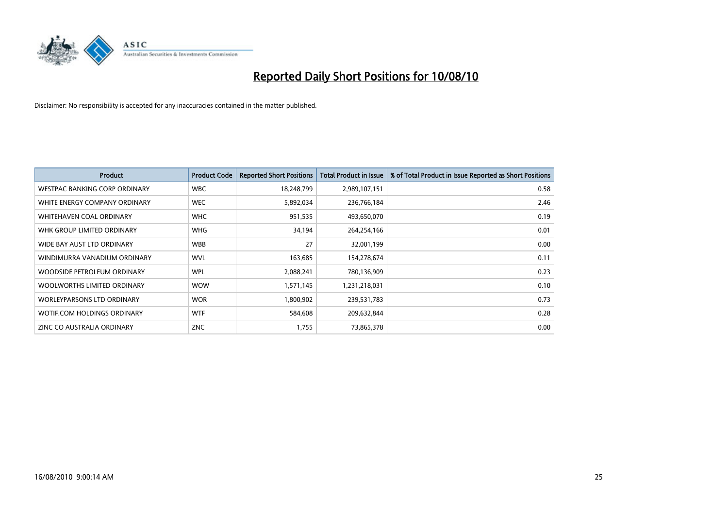# Reported Daily Short Positions for 10/08/10

Disclaimer: No responsibility is accepted for any inaccuracies contained in the matter published.

| Product | Product Code | Reported Short Positions | Total Product in Issue | % of Total Product in Issue Reported as Short Positions |
| --- | --- | --- | --- | --- |
| WESTPAC BANKING CORP ORDINARY | WBC | 18,248,799 | 2,989,107,151 | 0.58 |
| WHITE ENERGY COMPANY ORDINARY | WEC | 5,892,034 | 236,766,184 | 2.46 |
| WHITEHAVEN COAL ORDINARY | WHC | 951,535 | 493,650,070 | 0.19 |
| WHK GROUP LIMITED ORDINARY | WHG | 34,194 | 264,254,166 | 0.01 |
| WIDE BAY AUST LTD ORDINARY | WBB | 27 | 32,001,199 | 0.00 |
| WINDIMURRA VANADIUM ORDINARY | WVL | 163,685 | 154,278,674 | 0.11 |
| WOODSIDE PETROLEUM ORDINARY | WPL | 2,088,241 | 780,136,909 | 0.23 |
| WOOLWORTHS LIMITED ORDINARY | WOW | 1,571,145 | 1,231,218,031 | 0.10 |
| WORLEYPARSONS LTD ORDINARY | WOR | 1,800,902 | 239,531,783 | 0.73 |
| WOTIF.COM HOLDINGS ORDINARY | WTF | 584,608 | 209,632,844 | 0.28 |
| ZINC CO AUSTRALIA ORDINARY | ZNC | 1,755 | 73,865,378 | 0.00 |